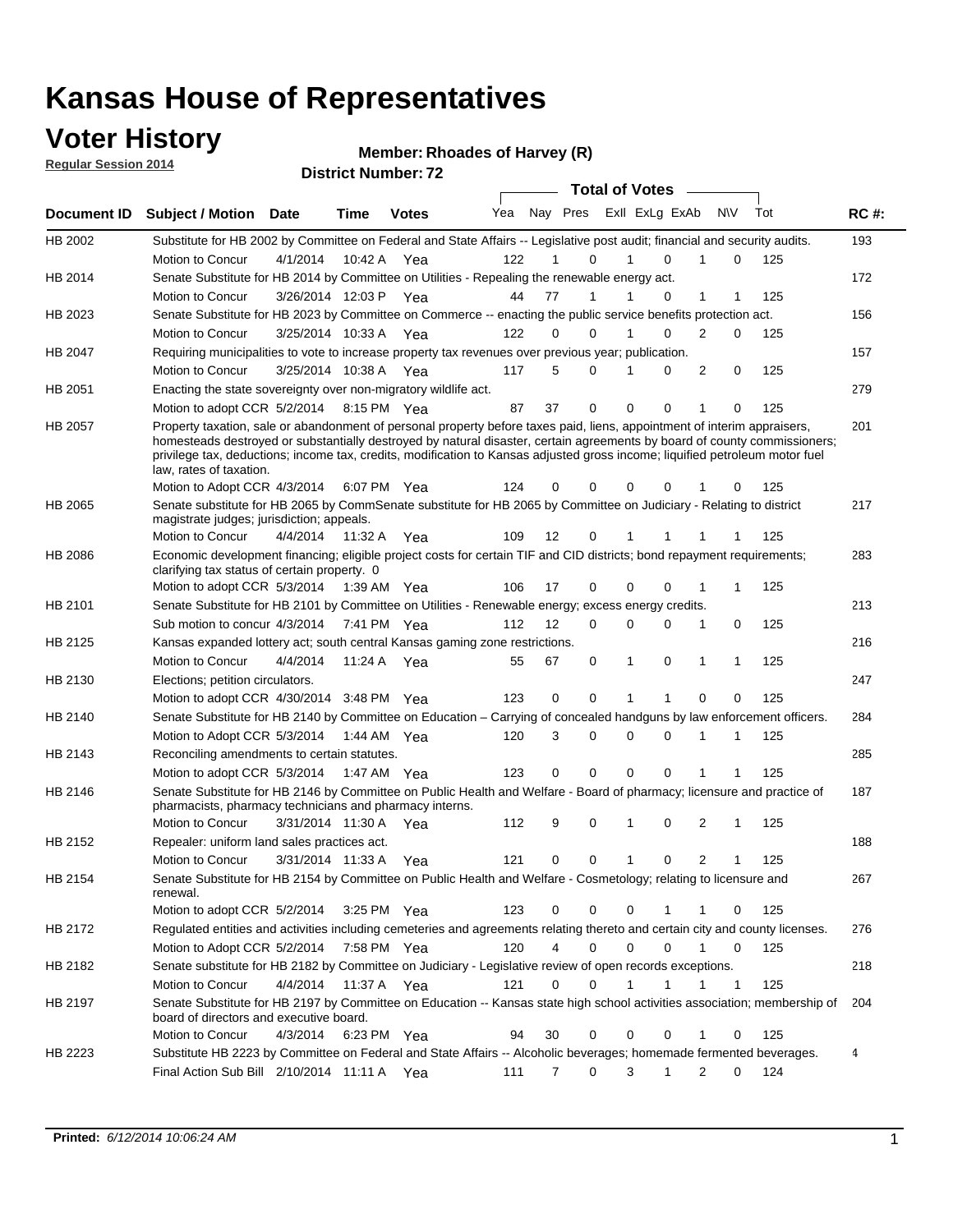# Kansas House of Representatives

## Voter History

**Regular Session 2014**

**Member: Rhoades of Harvey (R)**

**District Number: 72**

| Document ID | Subject / Motion | Date | Time | Votes | Yea | Nay | Pres | ExII | ExLg | ExAb | N\V | Tot | RC #: |
|---|---|---|---|---|---|---|---|---|---|---|---|---|---|
| HB 2002 | Substitute for HB 2002 by Committee on Federal and State Affairs -- Legislative post audit; financial and security audits. | | | | | | | | | | | | 193 |
| | Motion to Concur | 4/1/2014 | 10:42 A | Yea | 122 | 1 | 0 | 1 | 0 | 1 | 0 | 125 | |
| HB 2014 | Senate Substitute for HB 2014 by Committee on Utilities - Repealing the renewable energy act. | | | | | | | | | | | | 172 |
| | Motion to Concur | 3/26/2014 | 12:03 P | Yea | 44 | 77 | 1 | 1 | 0 | 1 | 1 | 125 | |
| HB 2023 | Senate Substitute for HB 2023 by Committee on Commerce -- enacting the public service benefits protection act. | | | | | | | | | | | | 156 |
| | Motion to Concur | 3/25/2014 | 10:33 A | Yea | 122 | 0 | 0 | 1 | 0 | 2 | 0 | 125 | |
| HB 2047 | Requiring municipalities to vote to increase property tax revenues over previous year; publication. | | | | | | | | | | | | 157 |
| | Motion to Concur | 3/25/2014 | 10:38 A | Yea | 117 | 5 | 0 | 1 | 0 | 2 | 0 | 125 | |
| HB 2051 | Enacting the state sovereignty over non-migratory wildlife act. | | | | | | | | | | | | 279 |
| | Motion to adopt CCR | 5/2/2014 | 8:15 PM | Yea | 87 | 37 | 0 | 0 | 0 | 1 | 0 | 125 | |
| HB 2057 | Property taxation, sale or abandonment of personal property before taxes paid, liens, appointment of interim appraisers, homesteads destroyed or substantially destroyed by natural disaster, certain agreements by board of county commissioners; privilege tax, deductions; income tax, credits, modification to Kansas adjusted gross income; liquified petroleum motor fuel law, rates of taxation. | | | | | | | | | | | | 201 |
| | Motion to Adopt CCR | 4/3/2014 | 6:07 PM | Yea | 124 | 0 | 0 | 0 | 0 | 1 | 0 | 125 | |
| HB 2065 | Senate substitute for HB 2065 by CommSenate substitute for HB 2065 by Committee on Judiciary - Relating to district magistrate judges; jurisdiction; appeals. | | | | | | | | | | | | 217 |
| | Motion to Concur | 4/4/2014 | 11:32 A | Yea | 109 | 12 | 0 | 1 | 1 | 1 | 1 | 125 | |
| HB 2086 | Economic development financing; eligible project costs for certain TIF and CID districts; bond repayment requirements; clarifying tax status of certain property. 0 | | | | | | | | | | | | 283 |
| | Motion to adopt CCR | 5/3/2014 | 1:39 AM | Yea | 106 | 17 | 0 | 0 | 0 | 1 | 1 | 125 | |
| HB 2101 | Senate Substitute for HB 2101 by Committee on Utilities - Renewable energy; excess energy credits. | | | | | | | | | | | | 213 |
| | Sub motion to concur | 4/3/2014 | 7:41 PM | Yea | 112 | 12 | 0 | 0 | 0 | 1 | 0 | 125 | |
| HB 2125 | Kansas expanded lottery act; south central Kansas gaming zone restrictions. | | | | | | | | | | | | 216 |
| | Motion to Concur | 4/4/2014 | 11:24 A | Yea | 55 | 67 | 0 | 1 | 0 | 1 | 1 | 125 | |
| HB 2130 | Elections; petition circulators. | | | | | | | | | | | | 247 |
| | Motion to adopt CCR | 4/30/2014 | 3:48 PM | Yea | 123 | 0 | 0 | 1 | 1 | 0 | 0 | 125 | |
| HB 2140 | Senate Substitute for HB 2140 by Committee on Education – Carrying of concealed handguns by law enforcement officers. | | | | | | | | | | | | 284 |
| | Motion to Adopt CCR | 5/3/2014 | 1:44 AM | Yea | 120 | 3 | 0 | 0 | 0 | 1 | 1 | 125 | |
| HB 2143 | Reconciling amendments to certain statutes. | | | | | | | | | | | | 285 |
| | Motion to adopt CCR | 5/3/2014 | 1:47 AM | Yea | 123 | 0 | 0 | 0 | 0 | 1 | 1 | 125 | |
| HB 2146 | Senate Substitute for HB 2146 by Committee on Public Health and Welfare - Board of pharmacy; licensure and practice of pharmacists, pharmacy technicians and pharmacy interns. | | | | | | | | | | | | 187 |
| | Motion to Concur | 3/31/2014 | 11:30 A | Yea | 112 | 9 | 0 | 1 | 0 | 2 | 1 | 125 | |
| HB 2152 | Repealer: uniform land sales practices act. | | | | | | | | | | | | 188 |
| | Motion to Concur | 3/31/2014 | 11:33 A | Yea | 121 | 0 | 0 | 1 | 0 | 2 | 1 | 125 | |
| HB 2154 | Senate Substitute for HB 2154 by Committee on Public Health and Welfare - Cosmetology; relating to licensure and renewal. | | | | | | | | | | | | 267 |
| | Motion to adopt CCR | 5/2/2014 | 3:25 PM | Yea | 123 | 0 | 0 | 0 | 1 | 1 | 0 | 125 | |
| HB 2172 | Regulated entities and activities including cemeteries and agreements relating thereto and certain city and county licenses. | | | | | | | | | | | | 276 |
| | Motion to Adopt CCR | 5/2/2014 | 7:58 PM | Yea | 120 | 4 | 0 | 0 | 0 | 1 | 0 | 125 | |
| HB 2182 | Senate substitute for HB 2182 by Committee on Judiciary - Legislative review of open records exceptions. | | | | | | | | | | | | 218 |
| | Motion to Concur | 4/4/2014 | 11:37 A | Yea | 121 | 0 | 0 | 1 | 1 | 1 | 1 | 125 | |
| HB 2197 | Senate Substitute for HB 2197 by Committee on Education -- Kansas state high school activities association; membership of board of directors and executive board. | | | | | | | | | | | | 204 |
| | Motion to Concur | 4/3/2014 | 6:23 PM | Yea | 94 | 30 | 0 | 0 | 0 | 1 | 0 | 125 | |
| HB 2223 | Substitute HB 2223 by Committee on Federal and State Affairs -- Alcoholic beverages; homemade fermented beverages. | | | | | | | | | | | | 4 |
| | Final Action Sub Bill | 2/10/2014 | 11:11 A | Yea | 111 | 7 | 0 | 3 | 1 | 2 | 0 | 124 | |

**Printed:** *6/12/2014 10:06:24 AM*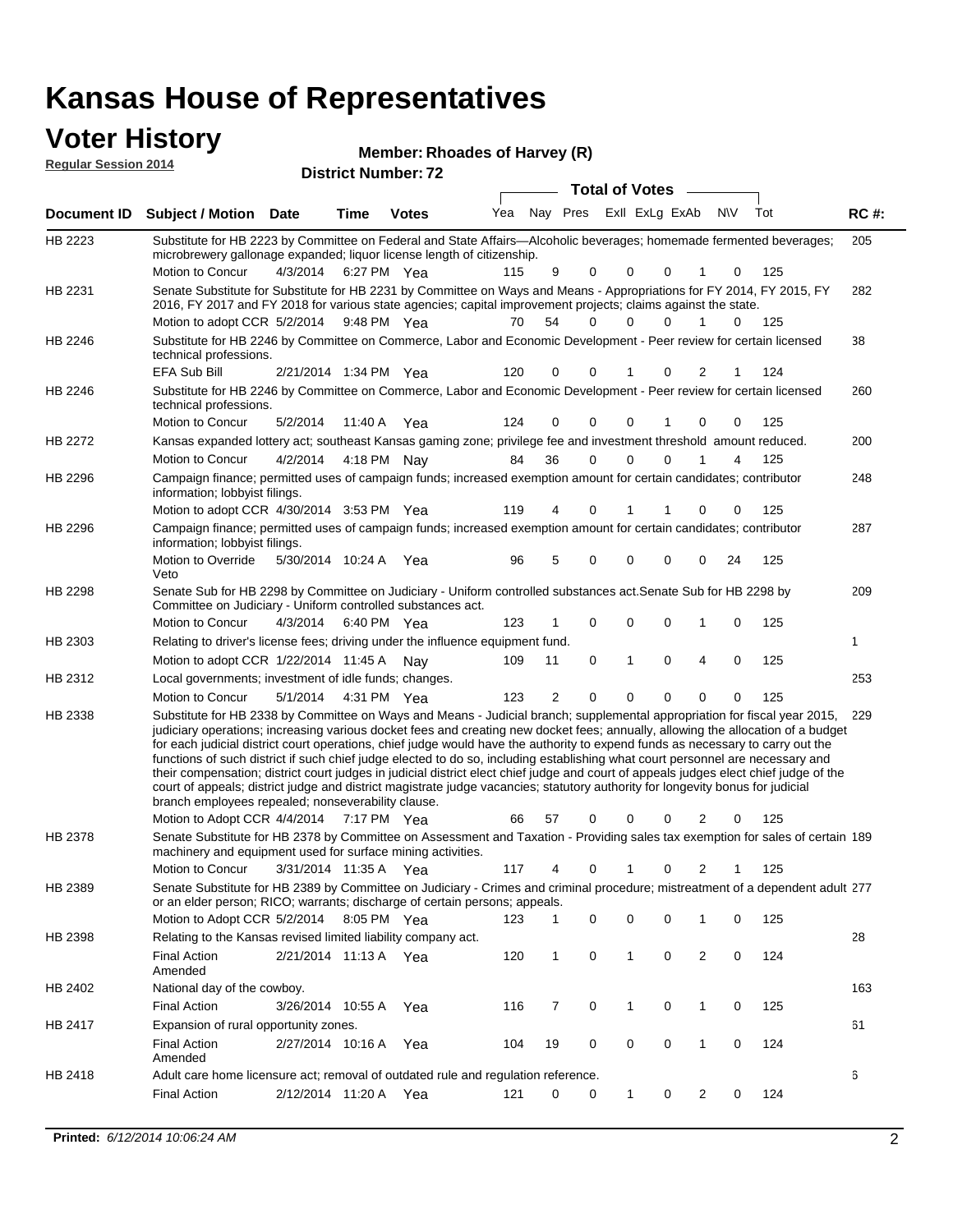# Kansas House of Representatives

## Voter History

**Regular Session 2014**

**Member: Rhoades of Harvey (R)**

**District Number: 72**

| Document ID | Subject / Motion | Date | Time | Votes | Yea | Nay | Pres | ExII | ExLg | ExAb | N\V | Tot | RC #: |
|---|---|---|---|---|---|---|---|---|---|---|---|---|---|
| HB 2223 | Substitute for HB 2223 by Committee on Federal and State Affairs—Alcoholic beverages; homemade fermented beverages; microbrewery gallonage expanded; liquor license length of citizenship. | | | | | | | | | | | | 205 |
| | Motion to Concur | 4/3/2014 | 6:27 PM | Yea | 115 | 9 | 0 | 0 | 0 | 1 | 0 | 125 | |
| HB 2231 | Senate Substitute for Substitute for HB 2231 by Committee on Ways and Means - Appropriations for FY 2014, FY 2015, FY 2016, FY 2017 and FY 2018 for various state agencies; capital improvement projects; claims against the state. | | | | | | | | | | | | 282 |
| | Motion to adopt CCR | 5/2/2014 | 9:48 PM | Yea | 70 | 54 | 0 | 0 | 0 | 1 | 0 | 125 | |
| HB 2246 | Substitute for HB 2246 by Committee on Commerce, Labor and Economic Development - Peer review for certain licensed technical professions. | | | | | | | | | | | | 38 |
| | EFA Sub Bill | 2/21/2014 | 1:34 PM | Yea | 120 | 0 | 0 | 1 | 0 | 2 | 1 | 124 | |
| HB 2246 | Substitute for HB 2246 by Committee on Commerce, Labor and Economic Development - Peer review for certain licensed technical professions. | | | | | | | | | | | | 260 |
| | Motion to Concur | 5/2/2014 | 11:40 A | Yea | 124 | 0 | 0 | 0 | 1 | 0 | 0 | 125 | |
| HB 2272 | Kansas expanded lottery act; southeast Kansas gaming zone; privilege fee and investment threshold amount reduced. | | | | | | | | | | | | 200 |
| | Motion to Concur | 4/2/2014 | 4:18 PM | Nay | 84 | 36 | 0 | 0 | 0 | 1 | 4 | 125 | |
| HB 2296 | Campaign finance; permitted uses of campaign funds; increased exemption amount for certain candidates; contributor information; lobbyist filings. | | | | | | | | | | | | 248 |
| | Motion to adopt CCR | 4/30/2014 | 3:53 PM | Yea | 119 | 4 | 0 | 1 | 1 | 0 | 0 | 125 | |
| HB 2296 | Campaign finance; permitted uses of campaign funds; increased exemption amount for certain candidates; contributor information; lobbyist filings. | | | | | | | | | | | | 287 |
| | Motion to Override Veto | 5/30/2014 | 10:24 A | Yea | 96 | 5 | 0 | 0 | 0 | 0 | 24 | 125 | |
| HB 2298 | Senate Sub for HB 2298 by Committee on Judiciary - Uniform controlled substances act.Senate Sub for HB 2298 by Committee on Judiciary - Uniform controlled substances act. | | | | | | | | | | | | 209 |
| | Motion to Concur | 4/3/2014 | 6:40 PM | Yea | 123 | 1 | 0 | 0 | 0 | 1 | 0 | 125 | |
| HB 2303 | Relating to driver's license fees; driving under the influence equipment fund. | | | | | | | | | | | | 1 |
| | Motion to adopt CCR | 1/22/2014 | 11:45 A | Nay | 109 | 11 | 0 | 1 | 0 | 4 | 0 | 125 | |
| HB 2312 | Local governments; investment of idle funds; changes. | | | | | | | | | | | | 253 |
| | Motion to Concur | 5/1/2014 | 4:31 PM | Yea | 123 | 2 | 0 | 0 | 0 | 0 | 0 | 125 | |
| HB 2338 | Substitute for HB 2338 by Committee on Ways and Means - Judicial branch; supplemental appropriation for fiscal year 2015, judiciary operations; increasing various docket fees and creating new docket fees; annually, allowing the allocation of a budget for each judicial district court operations, chief judge would have the authority to expend funds as necessary to carry out the functions of such district if such chief judge elected to do so, including establishing what court personnel are necessary and their compensation; district court judges in judicial district elect chief judge and court of appeals judges elect chief judge of the court of appeals; district judge and district magistrate judge vacancies; statutory authority for longevity bonus for judicial branch employees repealed; nonseverability clause. | | | | | | | | | | | | 229 |
| | Motion to Adopt CCR | 4/4/2014 | 7:17 PM | Yea | 66 | 57 | 0 | 0 | 0 | 2 | 0 | 125 | |
| HB 2378 | Senate Substitute for HB 2378 by Committee on Assessment and Taxation - Providing sales tax exemption for sales of certain machinery and equipment used for surface mining activities. | | | | | | | | | | | | 189 |
| | Motion to Concur | 3/31/2014 | 11:35 A | Yea | 117 | 4 | 0 | 1 | 0 | 2 | 1 | 125 | |
| HB 2389 | Senate Substitute for HB 2389 by Committee on Judiciary - Crimes and criminal procedure; mistreatment of a dependent adult or an elder person; RICO; warrants; discharge of certain persons; appeals. | | | | | | | | | | | | 277 |
| | Motion to Adopt CCR | 5/2/2014 | 8:05 PM | Yea | 123 | 1 | 0 | 0 | 0 | 1 | 0 | 125 | |
| HB 2398 | Relating to the Kansas revised limited liability company act. | | | | | | | | | | | | 28 |
| | Final Action Amended | 2/21/2014 | 11:13 A | Yea | 120 | 1 | 0 | 1 | 0 | 2 | 0 | 124 | |
| HB 2402 | National day of the cowboy. | | | | | | | | | | | | 163 |
| | Final Action | 3/26/2014 | 10:55 A | Yea | 116 | 7 | 0 | 1 | 0 | 1 | 0 | 125 | |
| HB 2417 | Expansion of rural opportunity zones. | | | | | | | | | | | | 61 |
| | Final Action Amended | 2/27/2014 | 10:16 A | Yea | 104 | 19 | 0 | 0 | 0 | 1 | 0 | 124 | |
| HB 2418 | Adult care home licensure act; removal of outdated rule and regulation reference. | | | | | | | | | | | | 6 |
| | Final Action | 2/12/2014 | 11:20 A | Yea | 121 | 0 | 0 | 1 | 0 | 2 | 0 | 124 | |

**Printed:** *6/12/2014 10:06:24 AM*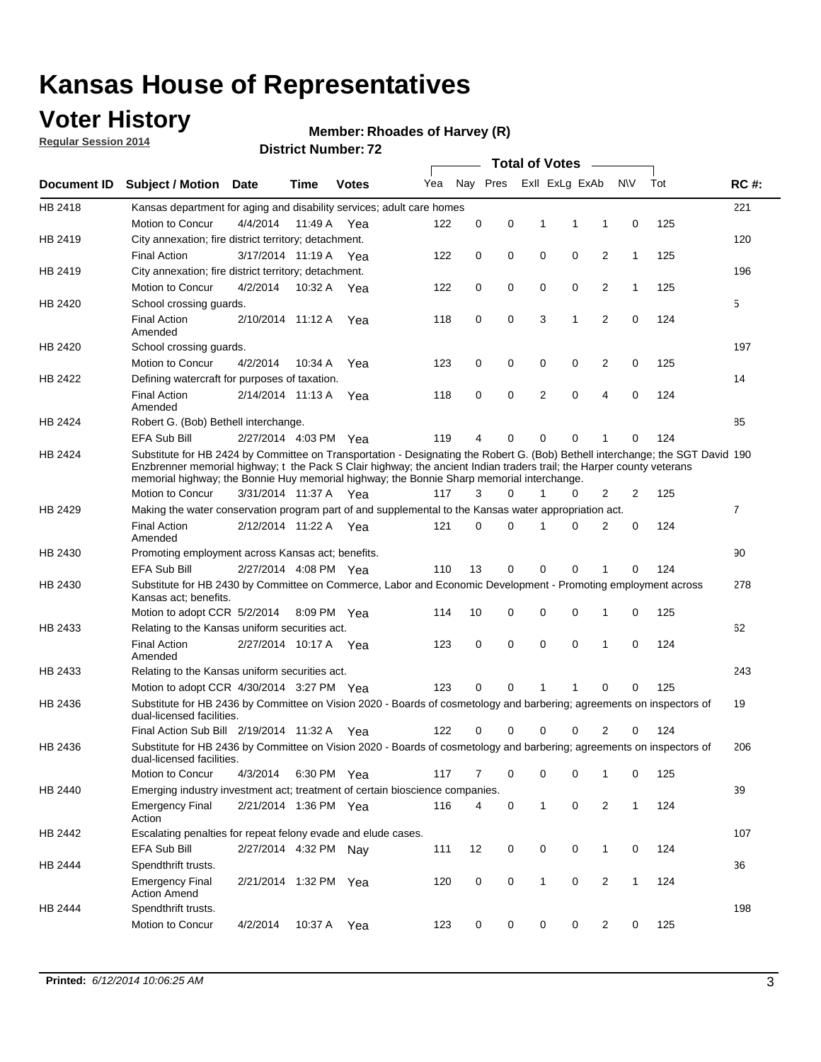# Kansas House of Representatives

## Voter History

**Regular Session 2014**

**Member: Rhoades of Harvey (R)**

**District Number: 72**

| Document ID | Subject / Motion | Date | Time | Votes | Yea | Nay | Pres | ExlI | ExLg | ExAb | N\V | Tot | RC #: |
|---|---|---|---|---|---|---|---|---|---|---|---|---|---|
| HB 2418 | Kansas department for aging and disability services; adult care homes | | | | | | | | | | | | 221 |
| | Motion to Concur | 4/4/2014 | 11:49 A | Yea | 122 | 0 | 0 | 1 | 1 | 1 | 0 | 125 | |
| HB 2419 | City annexation; fire district territory; detachment. | | | | | | | | | | | | 120 |
| | Final Action | 3/17/2014 | 11:19 A | Yea | 122 | 0 | 0 | 0 | 0 | 2 | 1 | 125 | |
| HB 2419 | City annexation; fire district territory; detachment. | | | | | | | | | | | | 196 |
| | Motion to Concur | 4/2/2014 | 10:32 A | Yea | 122 | 0 | 0 | 0 | 0 | 2 | 1 | 125 | |
| HB 2420 | School crossing guards. | | | | | | | | | | | | 5 |
| | Final Action Amended | 2/10/2014 | 11:12 A | Yea | 118 | 0 | 0 | 3 | 1 | 2 | 0 | 124 | |
| HB 2420 | School crossing guards. | | | | | | | | | | | | 197 |
| | Motion to Concur | 4/2/2014 | 10:34 A | Yea | 123 | 0 | 0 | 0 | 0 | 2 | 0 | 125 | |
| HB 2422 | Defining watercraft for purposes of taxation. | | | | | | | | | | | | 14 |
| | Final Action Amended | 2/14/2014 | 11:13 A | Yea | 118 | 0 | 0 | 2 | 0 | 4 | 0 | 124 | |
| HB 2424 | Robert G. (Bob) Bethell interchange. | | | | | | | | | | | | 85 |
| | EFA Sub Bill | 2/27/2014 | 4:03 PM | Yea | 119 | 4 | 0 | 0 | 0 | 1 | 0 | 124 | |
| HB 2424 | Substitute for HB 2424 by Committee on Transportation - Designating the Robert G. (Bob) Bethell interchange; the SGT David Enzbrenner memorial highway; t the Pack S Clair highway; the ancient Indian traders trail; the Harper county veterans memorial highway; the Bonnie Huy memorial highway; the Bonnie Sharp memorial interchange. | | | | | | | | | | | | 190 |
| | Motion to Concur | 3/31/2014 | 11:37 A | Yea | 117 | 3 | 0 | 1 | 0 | 2 | 2 | 125 | |
| HB 2429 | Making the water conservation program part of and supplemental to the Kansas water appropriation act. | | | | | | | | | | | | 7 |
| | Final Action Amended | 2/12/2014 | 11:22 A | Yea | 121 | 0 | 0 | 1 | 0 | 2 | 0 | 124 | |
| HB 2430 | Promoting employment across Kansas act; benefits. | | | | | | | | | | | | 90 |
| | EFA Sub Bill | 2/27/2014 | 4:08 PM | Yea | 110 | 13 | 0 | 0 | 0 | 1 | 0 | 124 | |
| HB 2430 | Substitute for HB 2430 by Committee on Commerce, Labor and Economic Development - Promoting employment across Kansas act; benefits. | | | | | | | | | | | | 278 |
| | Motion to adopt CCR | 5/2/2014 | 8:09 PM | Yea | 114 | 10 | 0 | 0 | 0 | 1 | 0 | 125 | |
| HB 2433 | Relating to the Kansas uniform securities act. | | | | | | | | | | | | 62 |
| | Final Action Amended | 2/27/2014 | 10:17 A | Yea | 123 | 0 | 0 | 0 | 0 | 1 | 0 | 124 | |
| HB 2433 | Relating to the Kansas uniform securities act. | | | | | | | | | | | | 243 |
| | Motion to adopt CCR | 4/30/2014 | 3:27 PM | Yea | 123 | 0 | 0 | 1 | 1 | 0 | 0 | 125 | |
| HB 2436 | Substitute for HB 2436 by Committee on Vision 2020 - Boards of cosmetology and barbering; agreements on inspectors of dual-licensed facilities. | | | | | | | | | | | | 19 |
| | Final Action Sub Bill | 2/19/2014 | 11:32 A | Yea | 122 | 0 | 0 | 0 | 0 | 2 | 0 | 124 | |
| HB 2436 | Substitute for HB 2436 by Committee on Vision 2020 - Boards of cosmetology and barbering; agreements on inspectors of dual-licensed facilities. | | | | | | | | | | | | 206 |
| | Motion to Concur | 4/3/2014 | 6:30 PM | Yea | 117 | 7 | 0 | 0 | 0 | 1 | 0 | 125 | |
| HB 2440 | Emerging industry investment act; treatment of certain bioscience companies. | | | | | | | | | | | | 39 |
| | Emergency Final Action | 2/21/2014 | 1:36 PM | Yea | 116 | 4 | 0 | 1 | 0 | 2 | 1 | 124 | |
| HB 2442 | Escalating penalties for repeat felony evade and elude cases. | | | | | | | | | | | | 107 |
| | EFA Sub Bill | 2/27/2014 | 4:32 PM | Nay | 111 | 12 | 0 | 0 | 0 | 1 | 0 | 124 | |
| HB 2444 | Spendthrift trusts. | | | | | | | | | | | | 36 |
| | Emergency Final Action Amend | 2/21/2014 | 1:32 PM | Yea | 120 | 0 | 0 | 1 | 0 | 2 | 1 | 124 | |
| HB 2444 | Spendthrift trusts. | | | | | | | | | | | | 198 |
| | Motion to Concur | 4/2/2014 | 10:37 A | Yea | 123 | 0 | 0 | 0 | 0 | 2 | 0 | 125 | |

**Printed:** *6/12/2014 10:06:25 AM*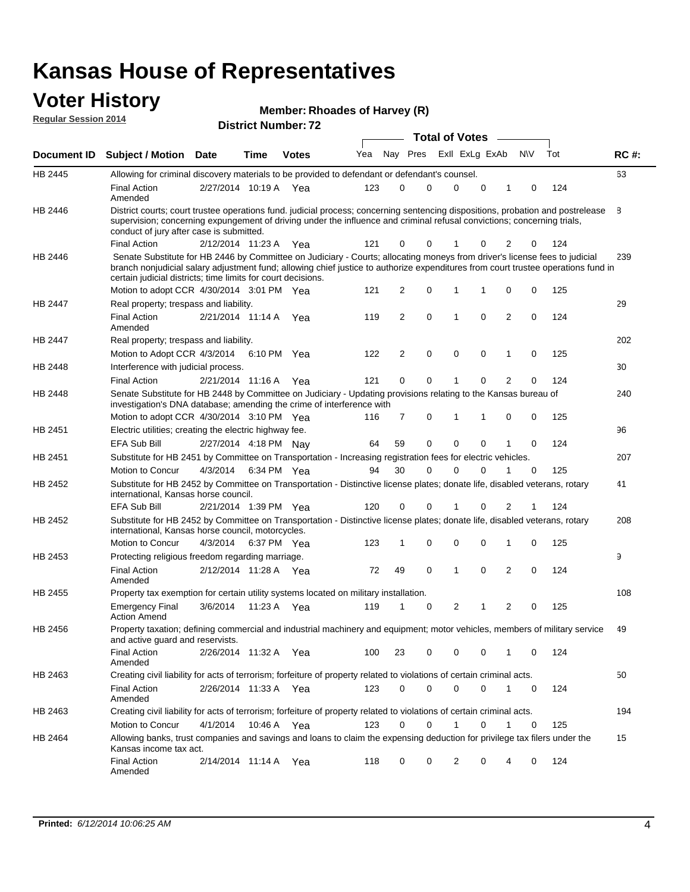# Kansas House of Representatives

## Voter History

**Regular Session 2014**

**Member: Rhoades of Harvey (R)**

**District Number: 72**

| Document ID | Subject / Motion | Date | Time | Votes | Yea | Nay | Pres | ExII | ExLg | ExAb | N\V | Tot | RC #: |
|---|---|---|---|---|---|---|---|---|---|---|---|---|---|
| HB 2445 | Allowing for criminal discovery materials to be provided to defendant or defendant's counsel. | | | | | | | | | | | | 63 |
| | Final Action Amended | 2/27/2014 | 10:19 A | Yea | 123 | 0 | 0 | 0 | 0 | 1 | 0 | 124 | |
| HB 2446 | District courts; court trustee operations fund. judicial process; concerning sentencing dispositions, probation and postrelease supervision; concerning expungement of driving under the influence and criminal refusal convictions; concerning trials, conduct of jury after case is submitted. | | | | | | | | | | | | 8 |
| | Final Action | 2/12/2014 | 11:23 A | Yea | 121 | 0 | 0 | 1 | 0 | 2 | 0 | 124 | |
| HB 2446 | Senate Substitute for HB 2446 by Committee on Judiciary - Courts; allocating moneys from driver's license fees to judicial branch nonjudicial salary adjustment fund; allowing chief justice to authorize expenditures from court trustee operations fund in certain judicial districts; time limits for court decisions. | | | | | | | | | | | | 239 |
| | Motion to adopt CCR | 4/30/2014 | 3:01 PM | Yea | 121 | 2 | 0 | 1 | 1 | 0 | 0 | 125 | |
| HB 2447 | Real property; trespass and liability. | | | | | | | | | | | | 29 |
| | Final Action Amended | 2/21/2014 | 11:14 A | Yea | 119 | 2 | 0 | 1 | 0 | 2 | 0 | 124 | |
| HB 2447 | Real property; trespass and liability. | | | | | | | | | | | | 202 |
| | Motion to Adopt CCR | 4/3/2014 | 6:10 PM | Yea | 122 | 2 | 0 | 0 | 0 | 1 | 0 | 125 | |
| HB 2448 | Interference with judicial process. | | | | | | | | | | | | 30 |
| | Final Action | 2/21/2014 | 11:16 A | Yea | 121 | 0 | 0 | 1 | 0 | 2 | 0 | 124 | |
| HB 2448 | Senate Substitute for HB 2448 by Committee on Judiciary - Updating provisions relating to the Kansas bureau of investigation's DNA database; amending the crime of interference with | | | | | | | | | | | | 240 |
| | Motion to adopt CCR | 4/30/2014 | 3:10 PM | Yea | 116 | 7 | 0 | 1 | 1 | 0 | 0 | 125 | |
| HB 2451 | Electric utilities; creating the electric highway fee. | | | | | | | | | | | | 96 |
| | EFA Sub Bill | 2/27/2014 | 4:18 PM | Nay | 64 | 59 | 0 | 0 | 0 | 1 | 0 | 124 | |
| HB 2451 | Substitute for HB 2451 by Committee on Transportation - Increasing registration fees for electric vehicles. | | | | | | | | | | | | 207 |
| | Motion to Concur | 4/3/2014 | 6:34 PM | Yea | 94 | 30 | 0 | 0 | 0 | 1 | 0 | 125 | |
| HB 2452 | Substitute for HB 2452 by Committee on Transportation - Distinctive license plates; donate life, disabled veterans, rotary international, Kansas horse council. | | | | | | | | | | | | 41 |
| | EFA Sub Bill | 2/21/2014 | 1:39 PM | Yea | 120 | 0 | 0 | 1 | 0 | 2 | 1 | 124 | |
| HB 2452 | Substitute for HB 2452 by Committee on Transportation - Distinctive license plates; donate life, disabled veterans, rotary international, Kansas horse council, motorcycles. | | | | | | | | | | | | 208 |
| | Motion to Concur | 4/3/2014 | 6:37 PM | Yea | 123 | 1 | 0 | 0 | 0 | 1 | 0 | 125 | |
| HB 2453 | Protecting religious freedom regarding marriage. | | | | | | | | | | | | 9 |
| | Final Action Amended | 2/12/2014 | 11:28 A | Yea | 72 | 49 | 0 | 1 | 0 | 2 | 0 | 124 | |
| HB 2455 | Property tax exemption for certain utility systems located on military installation. | | | | | | | | | | | | 108 |
| | Emergency Final Action Amend | 3/6/2014 | 11:23 A | Yea | 119 | 1 | 0 | 2 | 1 | 2 | 0 | 125 | |
| HB 2456 | Property taxation; defining commercial and industrial machinery and equipment; motor vehicles, members of military service and active guard and reservists. | | | | | | | | | | | | 49 |
| | Final Action Amended | 2/26/2014 | 11:32 A | Yea | 100 | 23 | 0 | 0 | 0 | 1 | 0 | 124 | |
| HB 2463 | Creating civil liability for acts of terrorism; forfeiture of property related to violations of certain criminal acts. | | | | | | | | | | | | 50 |
| | Final Action Amended | 2/26/2014 | 11:33 A | Yea | 123 | 0 | 0 | 0 | 0 | 1 | 0 | 124 | |
| HB 2463 | Creating civil liability for acts of terrorism; forfeiture of property related to violations of certain criminal acts. | | | | | | | | | | | | 194 |
| | Motion to Concur | 4/1/2014 | 10:46 A | Yea | 123 | 0 | 0 | 1 | 0 | 1 | 0 | 125 | |
| HB 2464 | Allowing banks, trust companies and savings and loans to claim the expensing deduction for privilege tax filers under the Kansas income tax act. | | | | | | | | | | | | 15 |
| | Final Action Amended | 2/14/2014 | 11:14 A | Yea | 118 | 0 | 0 | 2 | 0 | 4 | 0 | 124 | |

**Printed:** *6/12/2014 10:06:25 AM*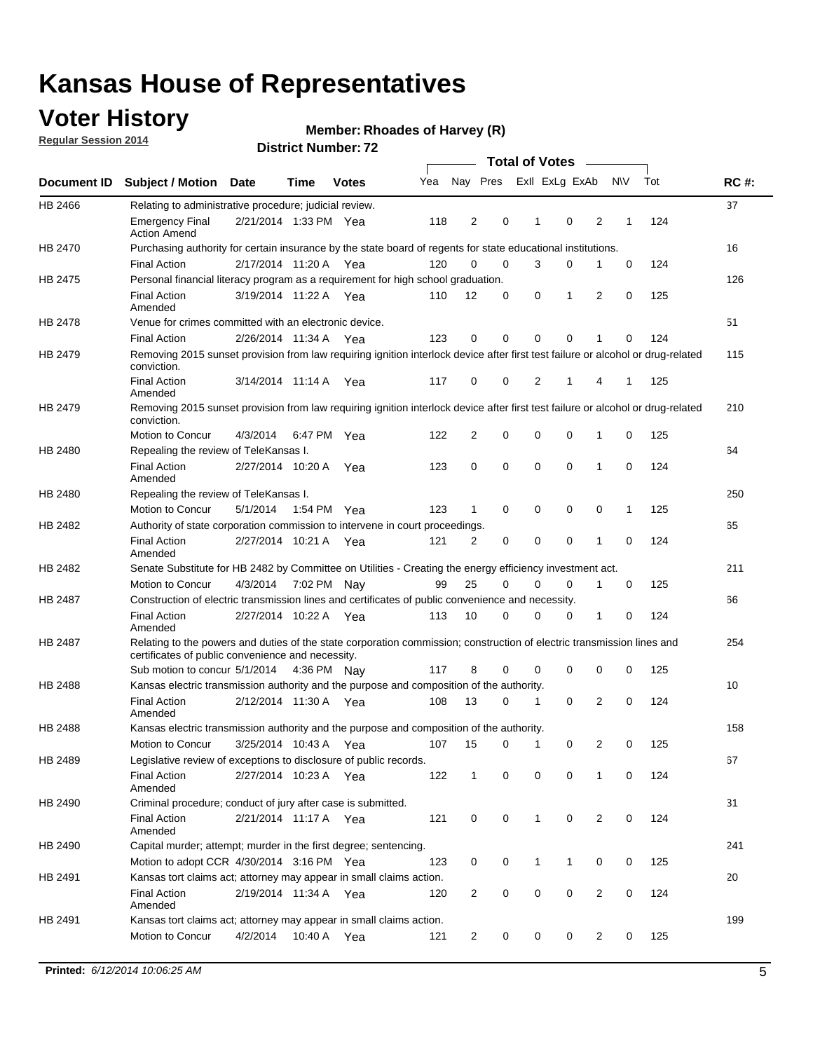# Kansas House of Representatives

## Voter History

**Regular Session 2014**

**Member: Rhoades of Harvey (R)**

**District Number: 72**

| Document ID | Subject / Motion | Date | Time | Votes | Yea | Nay | Pres | ExII | ExLg | ExAb | N\V | Tot | RC #: |
|---|---|---|---|---|---|---|---|---|---|---|---|---|---|
| HB 2466 | Relating to administrative procedure; judicial review. | | | | | | | | | | | | 37 |
| | Emergency Final Action Amend | 2/21/2014 | 1:33 PM | Yea | 118 | 2 | 0 | 1 | 0 | 2 | 1 | 124 | |
| HB 2470 | Purchasing authority for certain insurance by the state board of regents for state educational institutions. | | | | | | | | | | | | 16 |
| | Final Action | 2/17/2014 | 11:20 A | Yea | 120 | 0 | 0 | 3 | 0 | 1 | 0 | 124 | |
| HB 2475 | Personal financial literacy program as a requirement for high school graduation. | | | | | | | | | | | | 126 |
| | Final Action Amended | 3/19/2014 | 11:22 A | Yea | 110 | 12 | 0 | 0 | 1 | 2 | 0 | 125 | |
| HB 2478 | Venue for crimes committed with an electronic device. | | | | | | | | | | | | 51 |
| | Final Action | 2/26/2014 | 11:34 A | Yea | 123 | 0 | 0 | 0 | 0 | 1 | 0 | 124 | |
| HB 2479 | Removing 2015 sunset provision from law requiring ignition interlock device after first test failure or alcohol or drug-related conviction. | | | | | | | | | | | | 115 |
| | Final Action Amended | 3/14/2014 | 11:14 A | Yea | 117 | 0 | 0 | 2 | 1 | 4 | 1 | 125 | |
| HB 2479 | Removing 2015 sunset provision from law requiring ignition interlock device after first test failure or alcohol or drug-related conviction. | | | | | | | | | | | | 210 |
| | Motion to Concur | 4/3/2014 | 6:47 PM | Yea | 122 | 2 | 0 | 0 | 0 | 1 | 0 | 125 | |
| HB 2480 | Repealing the review of TeleKansas I. | | | | | | | | | | | | 64 |
| | Final Action Amended | 2/27/2014 | 10:20 A | Yea | 123 | 0 | 0 | 0 | 0 | 1 | 0 | 124 | |
| HB 2480 | Repealing the review of TeleKansas I. | | | | | | | | | | | | 250 |
| | Motion to Concur | 5/1/2014 | 1:54 PM | Yea | 123 | 1 | 0 | 0 | 0 | 0 | 1 | 125 | |
| HB 2482 | Authority of state corporation commission to intervene in court proceedings. | | | | | | | | | | | | 65 |
| | Final Action Amended | 2/27/2014 | 10:21 A | Yea | 121 | 2 | 0 | 0 | 0 | 1 | 0 | 124 | |
| HB 2482 | Senate Substitute for HB 2482 by Committee on Utilities - Creating the energy efficiency investment act. | | | | | | | | | | | | 211 |
| | Motion to Concur | 4/3/2014 | 7:02 PM | Nay | 99 | 25 | 0 | 0 | 0 | 1 | 0 | 125 | |
| HB 2487 | Construction of electric transmission lines and certificates of public convenience and necessity. | | | | | | | | | | | | 66 |
| | Final Action Amended | 2/27/2014 | 10:22 A | Yea | 113 | 10 | 0 | 0 | 0 | 1 | 0 | 124 | |
| HB 2487 | Relating to the powers and duties of the state corporation commission; construction of electric transmission lines and certificates of public convenience and necessity. | | | | | | | | | | | | 254 |
| | Sub motion to concur | 5/1/2014 | 4:36 PM | Nay | 117 | 8 | 0 | 0 | 0 | 0 | 0 | 125 | |
| HB 2488 | Kansas electric transmission authority and the purpose and composition of the authority. | | | | | | | | | | | | 10 |
| | Final Action Amended | 2/12/2014 | 11:30 A | Yea | 108 | 13 | 0 | 1 | 0 | 2 | 0 | 124 | |
| HB 2488 | Kansas electric transmission authority and the purpose and composition of the authority. | | | | | | | | | | | | 158 |
| | Motion to Concur | 3/25/2014 | 10:43 A | Yea | 107 | 15 | 0 | 1 | 0 | 2 | 0 | 125 | |
| HB 2489 | Legislative review of exceptions to disclosure of public records. | | | | | | | | | | | | 67 |
| | Final Action Amended | 2/27/2014 | 10:23 A | Yea | 122 | 1 | 0 | 0 | 0 | 1 | 0 | 124 | |
| HB 2490 | Criminal procedure; conduct of jury after case is submitted. | | | | | | | | | | | | 31 |
| | Final Action Amended | 2/21/2014 | 11:17 A | Yea | 121 | 0 | 0 | 1 | 0 | 2 | 0 | 124 | |
| HB 2490 | Capital murder; attempt; murder in the first degree; sentencing. | | | | | | | | | | | | 241 |
| | Motion to adopt CCR | 4/30/2014 | 3:16 PM | Yea | 123 | 0 | 0 | 1 | 1 | 0 | 0 | 125 | |
| HB 2491 | Kansas tort claims act; attorney may appear in small claims action. | | | | | | | | | | | | 20 |
| | Final Action Amended | 2/19/2014 | 11:34 A | Yea | 120 | 2 | 0 | 0 | 0 | 2 | 0 | 124 | |
| HB 2491 | Kansas tort claims act; attorney may appear in small claims action. | | | | | | | | | | | | 199 |
| | Motion to Concur | 4/2/2014 | 10:40 A | Yea | 121 | 2 | 0 | 0 | 0 | 2 | 0 | 125 | |

**Printed:** *6/12/2014 10:06:25 AM*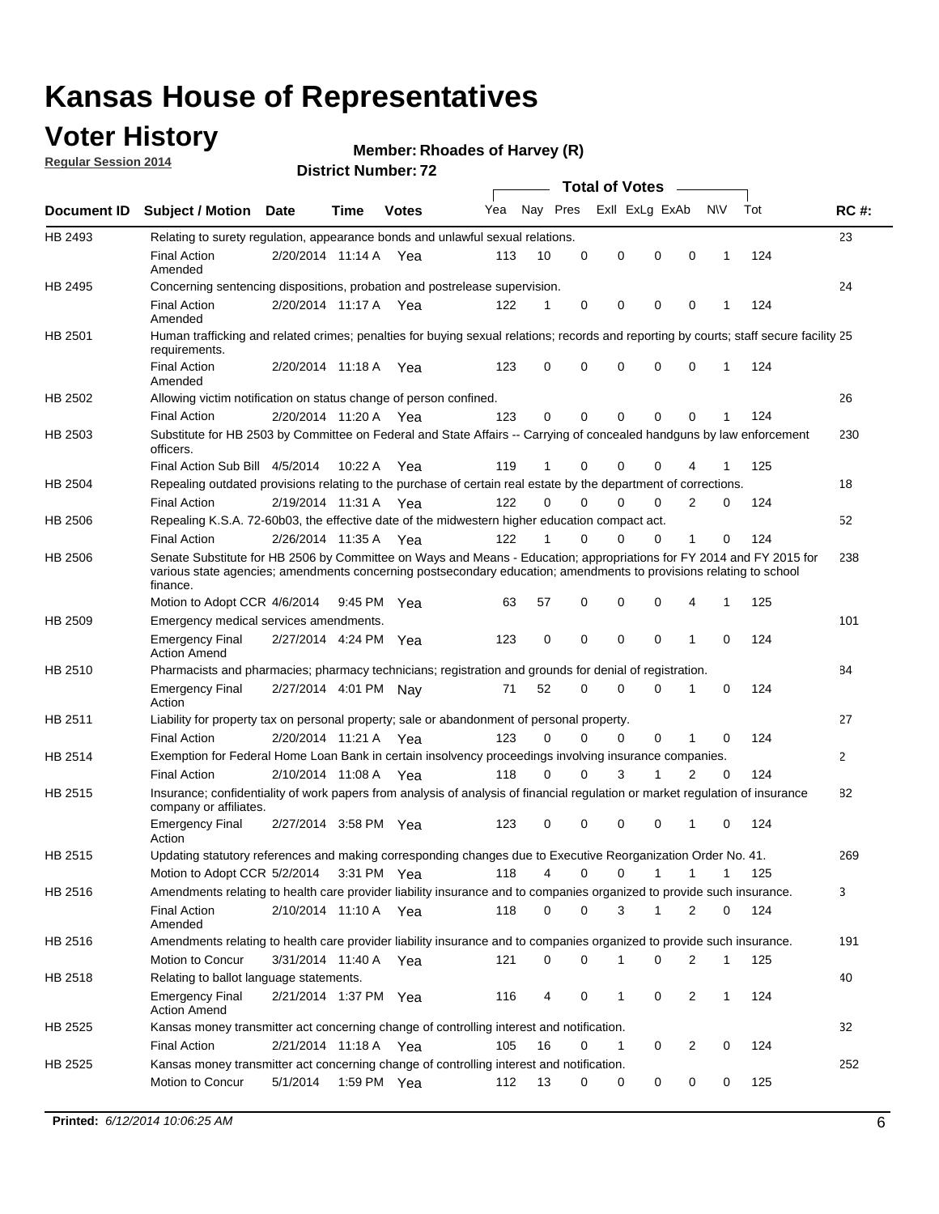# Kansas House of Representatives

## Voter History

**Regular Session 2014**

**Member: Rhoades of Harvey (R)**

**District Number: 72**

| Document ID | Subject / Motion | Date | Time | Votes | Yea | Nay | Pres | ExII | ExLg | ExAb | N\V | Tot | RC #: |
|---|---|---|---|---|---|---|---|---|---|---|---|---|---|
| HB 2493 | Relating to surety regulation, appearance bonds and unlawful sexual relations. | | | | | | | | | | | | 23 |
| | Final Action Amended | 2/20/2014 | 11:14 A | Yea | 113 | 10 | 0 | 0 | 0 | 0 | 1 | 124 | |
| HB 2495 | Concerning sentencing dispositions, probation and postrelease supervision. | | | | | | | | | | | | 24 |
| | Final Action Amended | 2/20/2014 | 11:17 A | Yea | 122 | 1 | 0 | 0 | 0 | 0 | 1 | 124 | |
| HB 2501 | Human trafficking and related crimes; penalties for buying sexual relations; records and reporting by courts; staff secure facility requirements. | | | | | | | | | | | | 25 |
| | Final Action Amended | 2/20/2014 | 11:18 A | Yea | 123 | 0 | 0 | 0 | 0 | 0 | 1 | 124 | |
| HB 2502 | Allowing victim notification on status change of person confined. | | | | | | | | | | | | 26 |
| | Final Action | 2/20/2014 | 11:20 A | Yea | 123 | 0 | 0 | 0 | 0 | 0 | 1 | 124 | |
| HB 2503 | Substitute for HB 2503 by Committee on Federal and State Affairs -- Carrying of concealed handguns by law enforcement officers. | | | | | | | | | | | | 230 |
| | Final Action Sub Bill | 4/5/2014 | 10:22 A | Yea | 119 | 1 | 0 | 0 | 0 | 4 | 1 | 125 | |
| HB 2504 | Repealing outdated provisions relating to the purchase of certain real estate by the department of corrections. | | | | | | | | | | | | 18 |
| | Final Action | 2/19/2014 | 11:31 A | Yea | 122 | 0 | 0 | 0 | 0 | 2 | 0 | 124 | |
| HB 2506 | Repealing K.S.A. 72-60b03, the effective date of the midwestern higher education compact act. | | | | | | | | | | | | 52 |
| | Final Action | 2/26/2014 | 11:35 A | Yea | 122 | 1 | 0 | 0 | 0 | 1 | 0 | 124 | |
| HB 2506 | Senate Substitute for HB 2506 by Committee on Ways and Means - Education; appropriations for FY 2014 and FY 2015 for various state agencies; amendments concerning postsecondary education; amendments to provisions relating to school finance. | | | | | | | | | | | | 238 |
| | Motion to Adopt CCR | 4/6/2014 | 9:45 PM | Yea | 63 | 57 | 0 | 0 | 0 | 4 | 1 | 125 | |
| HB 2509 | Emergency medical services amendments. | | | | | | | | | | | | 101 |
| | Emergency Final Action Amend | 2/27/2014 | 4:24 PM | Yea | 123 | 0 | 0 | 0 | 0 | 1 | 0 | 124 | |
| HB 2510 | Pharmacists and pharmacies; pharmacy technicians; registration and grounds for denial of registration. | | | | | | | | | | | | 84 |
| | Emergency Final Action | 2/27/2014 | 4:01 PM | Nay | 71 | 52 | 0 | 0 | 0 | 1 | 0 | 124 | |
| HB 2511 | Liability for property tax on personal property; sale or abandonment of personal property. | | | | | | | | | | | | 27 |
| | Final Action | 2/20/2014 | 11:21 A | Yea | 123 | 0 | 0 | 0 | 0 | 1 | 0 | 124 | |
| HB 2514 | Exemption for Federal Home Loan Bank in certain insolvency proceedings involving insurance companies. | | | | | | | | | | | | 2 |
| | Final Action | 2/10/2014 | 11:08 A | Yea | 118 | 0 | 0 | 3 | 1 | 2 | 0 | 124 | |
| HB 2515 | Insurance; confidentiality of work papers from analysis of analysis of financial regulation or market regulation of insurance company or affiliates. | | | | | | | | | | | | 82 |
| | Emergency Final Action | 2/27/2014 | 3:58 PM | Yea | 123 | 0 | 0 | 0 | 0 | 1 | 0 | 124 | |
| HB 2515 | Updating statutory references and making corresponding changes due to Executive Reorganization Order No. 41. | | | | | | | | | | | | 269 |
| | Motion to Adopt CCR | 5/2/2014 | 3:31 PM | Yea | 118 | 4 | 0 | 0 | 1 | 1 | 1 | 125 | |
| HB 2516 | Amendments relating to health care provider liability insurance and to companies organized to provide such insurance. | | | | | | | | | | | | 3 |
| | Final Action Amended | 2/10/2014 | 11:10 A | Yea | 118 | 0 | 0 | 3 | 1 | 2 | 0 | 124 | |
| HB 2516 | Amendments relating to health care provider liability insurance and to companies organized to provide such insurance. | | | | | | | | | | | | 191 |
| | Motion to Concur | 3/31/2014 | 11:40 A | Yea | 121 | 0 | 0 | 1 | 0 | 2 | 1 | 125 | |
| HB 2518 | Relating to ballot language statements. | | | | | | | | | | | | 40 |
| | Emergency Final Action Amend | 2/21/2014 | 1:37 PM | Yea | 116 | 4 | 0 | 1 | 0 | 2 | 1 | 124 | |
| HB 2525 | Kansas money transmitter act concerning change of controlling interest and notification. | | | | | | | | | | | | 32 |
| | Final Action | 2/21/2014 | 11:18 A | Yea | 105 | 16 | 0 | 1 | 0 | 2 | 0 | 124 | |
| HB 2525 | Kansas money transmitter act concerning change of controlling interest and notification. | | | | | | | | | | | | 252 |
| | Motion to Concur | 5/1/2014 | 1:59 PM | Yea | 112 | 13 | 0 | 0 | 0 | 0 | 0 | 125 | |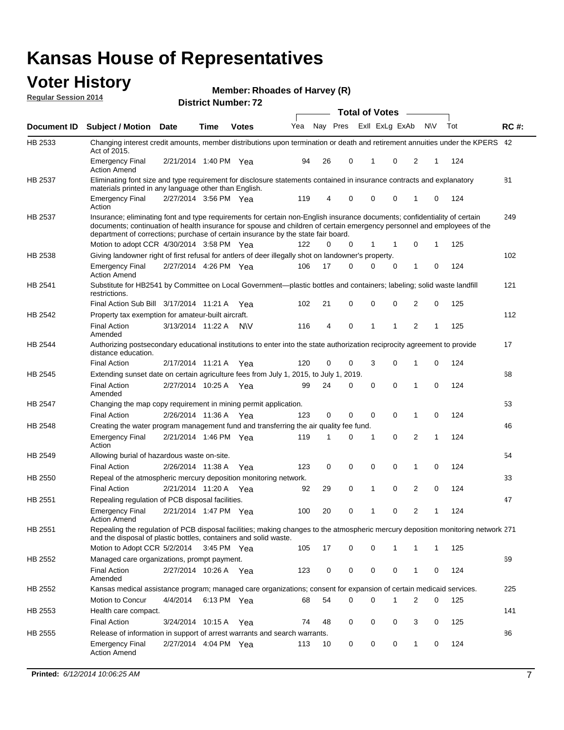# Kansas House of Representatives

## Voter History

**Regular Session 2014**

**Member: Rhoades of Harvey (R)**

**District Number: 72**

| Document ID | Subject / Motion | Date | Time | Votes | Yea | Nay | Pres | ExII | ExLg | ExAb | N\V | Tot | RC #: |
|---|---|---|---|---|---|---|---|---|---|---|---|---|---|
| HB 2533 | Changing interest credit amounts, member distributions upon termination or death and retirement annuities under the KPERS Act of 2015. | | | | | | | | | | | | 42 |
| | Emergency Final Action Amend | 2/21/2014 | 1:40 PM | Yea | 94 | 26 | 0 | 1 | 0 | 2 | 1 | 124 | |
| HB 2537 | Eliminating font size and type requirement for disclosure statements contained in insurance contracts and explanatory materials printed in any language other than English. | | | | | | | | | | | | 81 |
| | Emergency Final Action | 2/27/2014 | 3:56 PM | Yea | 119 | 4 | 0 | 0 | 0 | 1 | 0 | 124 | |
| HB 2537 | Insurance; eliminating font and type requirements for certain non-English insurance documents; confidentiality of certain documents; continuation of health insurance for spouse and children of certain emergency personnel and employees of the department of corrections; purchase of certain insurance by the state fair board. | | | | | | | | | | | | 249 |
| | Motion to adopt CCR | 4/30/2014 | 3:58 PM | Yea | 122 | 0 | 0 | 1 | 1 | 0 | 1 | 125 | |
| HB 2538 | Giving landowner right of first refusal for antlers of deer illegally shot on landowner's property. | | | | | | | | | | | | 102 |
| | Emergency Final Action Amend | 2/27/2014 | 4:26 PM | Yea | 106 | 17 | 0 | 0 | 0 | 1 | 0 | 124 | |
| HB 2541 | Substitute for HB2541 by Committee on Local Government—plastic bottles and containers; labeling; solid waste landfill restrictions. | | | | | | | | | | | | 121 |
| | Final Action Sub Bill | 3/17/2014 | 11:21 A | Yea | 102 | 21 | 0 | 0 | 0 | 2 | 0 | 125 | |
| HB 2542 | Property tax exemption for amateur-built aircraft. | | | | | | | | | | | | 112 |
| | Final Action Amended | 3/13/2014 | 11:22 A | N\V | 116 | 4 | 0 | 1 | 1 | 2 | 1 | 125 | |
| HB 2544 | Authorizing postsecondary educational institutions to enter into the state authorization reciprocity agreement to provide distance education. | | | | | | | | | | | | 17 |
| | Final Action | 2/17/2014 | 11:21 A | Yea | 120 | 0 | 0 | 3 | 0 | 1 | 0 | 124 | |
| HB 2545 | Extending sunset date on certain agriculture fees from July 1, 2015, to July 1, 2019. | | | | | | | | | | | | 68 |
| | Final Action Amended | 2/27/2014 | 10:25 A | Yea | 99 | 24 | 0 | 0 | 0 | 1 | 0 | 124 | |
| HB 2547 | Changing the map copy requirement in mining permit application. | | | | | | | | | | | | 53 |
| | Final Action | 2/26/2014 | 11:36 A | Yea | 123 | 0 | 0 | 0 | 0 | 1 | 0 | 124 | |
| HB 2548 | Creating the water program management fund and transferring the air quality fee fund. | | | | | | | | | | | | 46 |
| | Emergency Final Action | 2/21/2014 | 1:46 PM | Yea | 119 | 1 | 0 | 1 | 0 | 2 | 1 | 124 | |
| HB 2549 | Allowing burial of hazardous waste on-site. | | | | | | | | | | | | 54 |
| | Final Action | 2/26/2014 | 11:38 A | Yea | 123 | 0 | 0 | 0 | 0 | 1 | 0 | 124 | |
| HB 2550 | Repeal of the atmospheric mercury deposition monitoring network. | | | | | | | | | | | | 33 |
| | Final Action | 2/21/2014 | 11:20 A | Yea | 92 | 29 | 0 | 1 | 0 | 2 | 0 | 124 | |
| HB 2551 | Repealing regulation of PCB disposal facilities. | | | | | | | | | | | | 47 |
| | Emergency Final Action Amend | 2/21/2014 | 1:47 PM | Yea | 100 | 20 | 0 | 1 | 0 | 2 | 1 | 124 | |
| HB 2551 | Repealing the regulation of PCB disposal facilities; making changes to the atmospheric mercury deposition monitoring network and the disposal of plastic bottles, containers and solid waste. | | | | | | | | | | | | 271 |
| | Motion to Adopt CCR | 5/2/2014 | 3:45 PM | Yea | 105 | 17 | 0 | 0 | 1 | 1 | 1 | 125 | |
| HB 2552 | Managed care organizations, prompt payment. | | | | | | | | | | | | 69 |
| | Final Action Amended | 2/27/2014 | 10:26 A | Yea | 123 | 0 | 0 | 0 | 0 | 1 | 0 | 124 | |
| HB 2552 | Kansas medical assistance program; managed care organizations; consent for expansion of certain medicaid services. | | | | | | | | | | | | 225 |
| | Motion to Concur | 4/4/2014 | 6:13 PM | Yea | 68 | 54 | 0 | 0 | 1 | 2 | 0 | 125 | |
| HB 2553 | Health care compact. | | | | | | | | | | | | 141 |
| | Final Action | 3/24/2014 | 10:15 A | Yea | 74 | 48 | 0 | 0 | 0 | 3 | 0 | 125 | |
| HB 2555 | Release of information in support of arrest warrants and search warrants. | | | | | | | | | | | | 86 |
| | Emergency Final Action Amend | 2/27/2014 | 4:04 PM | Yea | 113 | 10 | 0 | 0 | 0 | 1 | 0 | 124 | |

**Printed:** *6/12/2014 10:06:25 AM*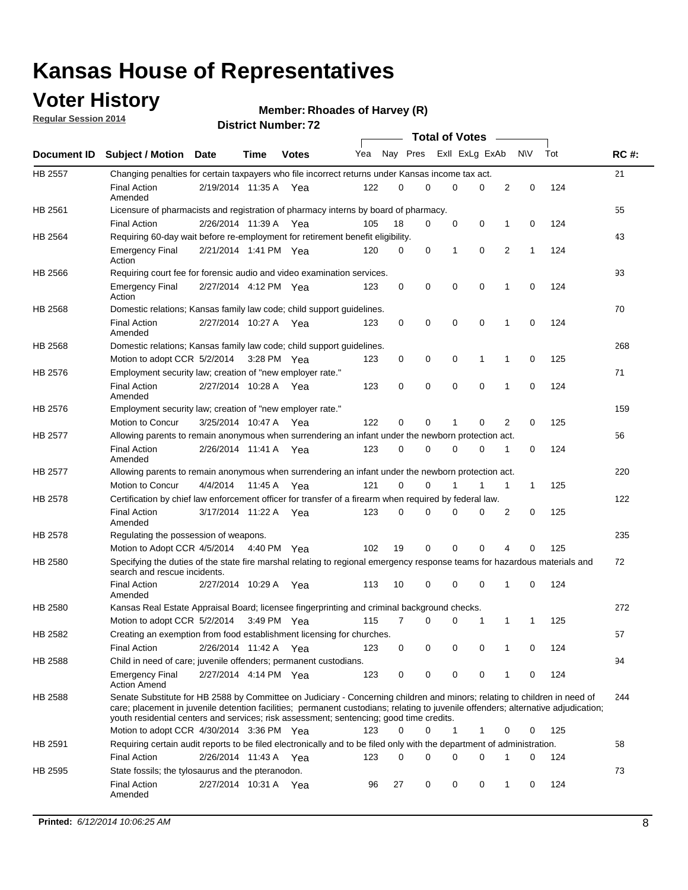# Kansas House of Representatives

## Voter History

**Regular Session 2014**

**Member: Rhoades of Harvey (R)**

**District Number: 72**

| Document ID | Subject / Motion | Date | Time | Votes | Yea | Nay | Pres | ExlI | ExLg | ExAb | N\V | Tot | RC #: |
|---|---|---|---|---|---|---|---|---|---|---|---|---|---|
| HB 2557 | Changing penalties for certain taxpayers who file incorrect returns under Kansas income tax act. | | | | | | | | | | | | 21 |
| | Final Action Amended | 2/19/2014 | 11:35 A | Yea | 122 | 0 | 0 | 0 | 0 | 2 | 0 | 124 | |
| HB 2561 | Licensure of pharmacists and registration of pharmacy interns by board of pharmacy. | | | | | | | | | | | | 55 |
| | Final Action | 2/26/2014 | 11:39 A | Yea | 105 | 18 | 0 | 0 | 0 | 1 | 0 | 124 | |
| HB 2564 | Requiring 60-day wait before re-employment for retirement benefit eligibility. | | | | | | | | | | | | 43 |
| | Emergency Final Action | 2/21/2014 | 1:41 PM | Yea | 120 | 0 | 0 | 1 | 0 | 2 | 1 | 124 | |
| HB 2566 | Requiring court fee for forensic audio and video examination services. | | | | | | | | | | | | 93 |
| | Emergency Final Action | 2/27/2014 | 4:12 PM | Yea | 123 | 0 | 0 | 0 | 0 | 1 | 0 | 124 | |
| HB 2568 | Domestic relations; Kansas family law code; child support guidelines. | | | | | | | | | | | | 70 |
| | Final Action Amended | 2/27/2014 | 10:27 A | Yea | 123 | 0 | 0 | 0 | 0 | 1 | 0 | 124 | |
| HB 2568 | Domestic relations; Kansas family law code; child support guidelines. | | | | | | | | | | | | 268 |
| | Motion to adopt CCR | 5/2/2014 | 3:28 PM | Yea | 123 | 0 | 0 | 0 | 1 | 1 | 0 | 125 | |
| HB 2576 | Employment security law; creation of "new employer rate." | | | | | | | | | | | | 71 |
| | Final Action Amended | 2/27/2014 | 10:28 A | Yea | 123 | 0 | 0 | 0 | 0 | 1 | 0 | 124 | |
| HB 2576 | Employment security law; creation of "new employer rate." | | | | | | | | | | | | 159 |
| | Motion to Concur | 3/25/2014 | 10:47 A | Yea | 122 | 0 | 0 | 1 | 0 | 2 | 0 | 125 | |
| HB 2577 | Allowing parents to remain anonymous when surrendering an infant under the newborn protection act. | | | | | | | | | | | | 56 |
| | Final Action Amended | 2/26/2014 | 11:41 A | Yea | 123 | 0 | 0 | 0 | 0 | 1 | 0 | 124 | |
| HB 2577 | Allowing parents to remain anonymous when surrendering an infant under the newborn protection act. | | | | | | | | | | | | 220 |
| | Motion to Concur | 4/4/2014 | 11:45 A | Yea | 121 | 0 | 0 | 1 | 1 | 1 | 1 | 125 | |
| HB 2578 | Certification by chief law enforcement officer for transfer of a firearm when required by federal law. | | | | | | | | | | | | 122 |
| | Final Action Amended | 3/17/2014 | 11:22 A | Yea | 123 | 0 | 0 | 0 | 0 | 2 | 0 | 125 | |
| HB 2578 | Regulating the possession of weapons. | | | | | | | | | | | | 235 |
| | Motion to Adopt CCR | 4/5/2014 | 4:40 PM | Yea | 102 | 19 | 0 | 0 | 0 | 4 | 0 | 125 | |
| HB 2580 | Specifying the duties of the state fire marshal relating to regional emergency response teams for hazardous materials and search and rescue incidents. | | | | | | | | | | | | 72 |
| | Final Action Amended | 2/27/2014 | 10:29 A | Yea | 113 | 10 | 0 | 0 | 0 | 1 | 0 | 124 | |
| HB 2580 | Kansas Real Estate Appraisal Board; licensee fingerprinting and criminal background checks. | | | | | | | | | | | | 272 |
| | Motion to adopt CCR | 5/2/2014 | 3:49 PM | Yea | 115 | 7 | 0 | 0 | 1 | 1 | 1 | 125 | |
| HB 2582 | Creating an exemption from food establishment licensing for churches. | | | | | | | | | | | | 57 |
| | Final Action | 2/26/2014 | 11:42 A | Yea | 123 | 0 | 0 | 0 | 0 | 1 | 0 | 124 | |
| HB 2588 | Child in need of care; juvenile offenders; permanent custodians. | | | | | | | | | | | | 94 |
| | Emergency Final Action Amend | 2/27/2014 | 4:14 PM | Yea | 123 | 0 | 0 | 0 | 0 | 1 | 0 | 124 | |
| HB 2588 | Senate Substitute for HB 2588 by Committee on Judiciary - Concerning children and minors; relating to children in need of care; placement in juvenile detention facilities; permanent custodians; relating to juvenile offenders; alternative adjudication; youth residential centers and services; risk assessment; sentencing; good time credits. | | | | | | | | | | | | 244 |
| | Motion to adopt CCR | 4/30/2014 | 3:36 PM | Yea | 123 | 0 | 0 | 1 | 1 | 0 | 0 | 125 | |
| HB 2591 | Requiring certain audit reports to be filed electronically and to be filed only with the department of administration. | | | | | | | | | | | | 58 |
| | Final Action | 2/26/2014 | 11:43 A | Yea | 123 | 0 | 0 | 0 | 0 | 1 | 0 | 124 | |
| HB 2595 | State fossils; the tylosaurus and the pteranodon. | | | | | | | | | | | | 73 |
| | Final Action Amended | 2/27/2014 | 10:31 A | Yea | 96 | 27 | 0 | 0 | 0 | 1 | 0 | 124 | |

**Printed:** *6/12/2014 10:06:25 AM*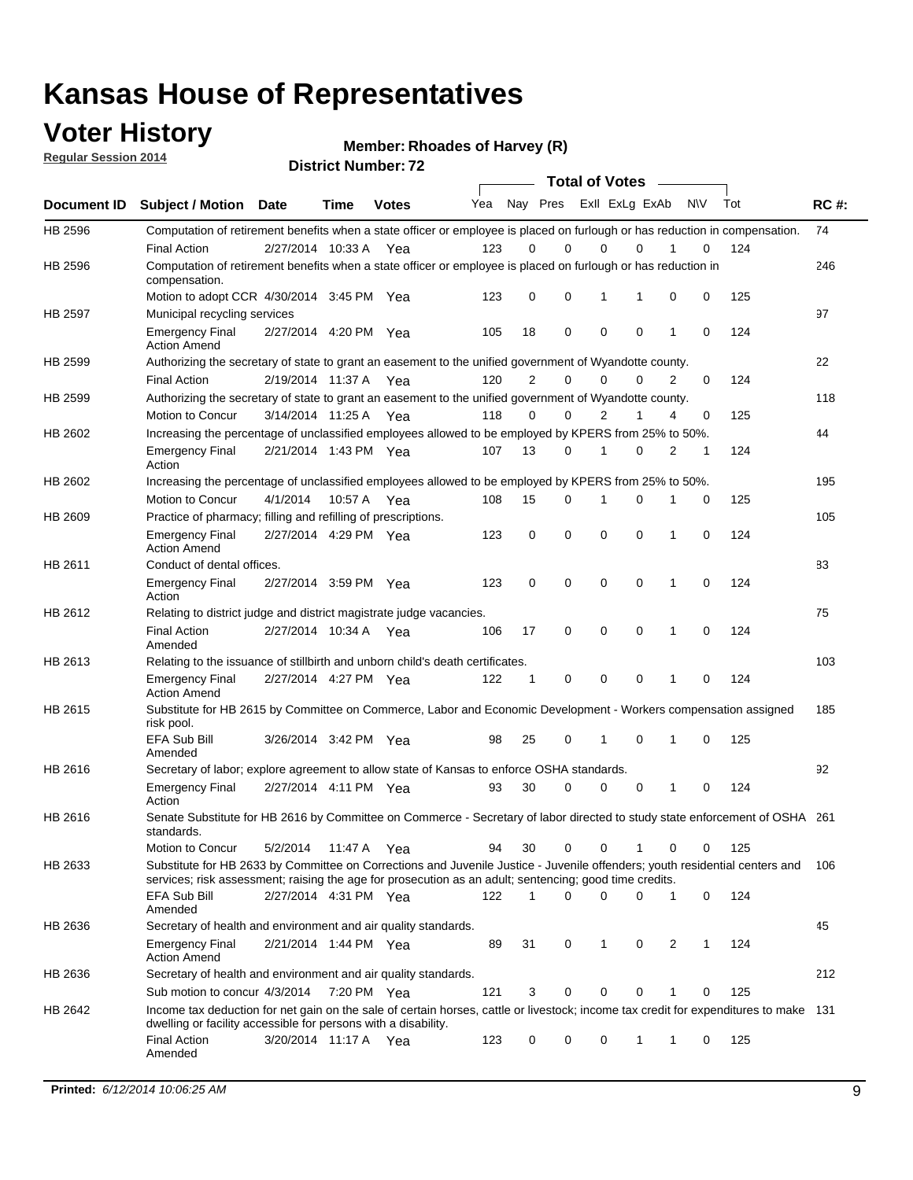# Kansas House of Representatives

## Voter History

**Regular Session 2014**

**Member: Rhoades of Harvey (R)**

**District Number: 72**

| Document ID | Subject / Motion | Date | Time | Votes | Yea | Nay | Pres | ExII | ExLg | ExAb | N\V | Tot | RC #: |
|---|---|---|---|---|---|---|---|---|---|---|---|---|---|
| HB 2596 | Computation of retirement benefits when a state officer or employee is placed on furlough or has reduction in compensation. | | | | | | | | | | | | 74 |
| | Final Action | 2/27/2014 | 10:33 A | Yea | 123 | 0 | 0 | 0 | 0 | 1 | 0 | 124 | |
| HB 2596 | Computation of retirement benefits when a state officer or employee is placed on furlough or has reduction in compensation. | | | | | | | | | | | | 246 |
| | Motion to adopt CCR | 4/30/2014 | 3:45 PM | Yea | 123 | 0 | 0 | 1 | 1 | 0 | 0 | 125 | |
| HB 2597 | Municipal recycling services | | | | | | | | | | | | 97 |
| | Emergency Final Action Amend | 2/27/2014 | 4:20 PM | Yea | 105 | 18 | 0 | 0 | 0 | 1 | 0 | 124 | |
| HB 2599 | Authorizing the secretary of state to grant an easement to the unified government of Wyandotte county. | | | | | | | | | | | | 22 |
| | Final Action | 2/19/2014 | 11:37 A | Yea | 120 | 2 | 0 | 0 | 0 | 2 | 0 | 124 | |
| HB 2599 | Authorizing the secretary of state to grant an easement to the unified government of Wyandotte county. | | | | | | | | | | | | 118 |
| | Motion to Concur | 3/14/2014 | 11:25 A | Yea | 118 | 0 | 0 | 2 | 1 | 4 | 0 | 125 | |
| HB 2602 | Increasing the percentage of unclassified employees allowed to be employed by KPERS from 25% to 50%. | | | | | | | | | | | | 44 |
| | Emergency Final Action | 2/21/2014 | 1:43 PM | Yea | 107 | 13 | 0 | 1 | 0 | 2 | 1 | 124 | |
| HB 2602 | Increasing the percentage of unclassified employees allowed to be employed by KPERS from 25% to 50%. | | | | | | | | | | | | 195 |
| | Motion to Concur | 4/1/2014 | 10:57 A | Yea | 108 | 15 | 0 | 1 | 0 | 1 | 0 | 125 | |
| HB 2609 | Practice of pharmacy; filling and refilling of prescriptions. | | | | | | | | | | | | 105 |
| | Emergency Final Action Amend | 2/27/2014 | 4:29 PM | Yea | 123 | 0 | 0 | 0 | 0 | 1 | 0 | 124 | |
| HB 2611 | Conduct of dental offices. | | | | | | | | | | | | 83 |
| | Emergency Final Action | 2/27/2014 | 3:59 PM | Yea | 123 | 0 | 0 | 0 | 0 | 1 | 0 | 124 | |
| HB 2612 | Relating to district judge and district magistrate judge vacancies. | | | | | | | | | | | | 75 |
| | Final Action Amended | 2/27/2014 | 10:34 A | Yea | 106 | 17 | 0 | 0 | 0 | 1 | 0 | 124 | |
| HB 2613 | Relating to the issuance of stillbirth and unborn child's death certificates. | | | | | | | | | | | | 103 |
| | Emergency Final Action Amend | 2/27/2014 | 4:27 PM | Yea | 122 | 1 | 0 | 0 | 0 | 1 | 0 | 124 | |
| HB 2615 | Substitute for HB 2615 by Committee on Commerce, Labor and Economic Development - Workers compensation assigned risk pool. | | | | | | | | | | | | 185 |
| | EFA Sub Bill Amended | 3/26/2014 | 3:42 PM | Yea | 98 | 25 | 0 | 1 | 0 | 1 | 0 | 125 | |
| HB 2616 | Secretary of labor; explore agreement to allow state of Kansas to enforce OSHA standards. | | | | | | | | | | | | 92 |
| | Emergency Final Action | 2/27/2014 | 4:11 PM | Yea | 93 | 30 | 0 | 0 | 0 | 1 | 0 | 124 | |
| HB 2616 | Senate Substitute for HB 2616 by Committee on Commerce - Secretary of labor directed to study state enforcement of OSHA standards. | | | | | | | | | | | | 261 |
| | Motion to Concur | 5/2/2014 | 11:47 A | Yea | 94 | 30 | 0 | 0 | 1 | 0 | 0 | 125 | |
| HB 2633 | Substitute for HB 2633 by Committee on Corrections and Juvenile Justice - Juvenile offenders; youth residential centers and services; risk assessment; raising the age for prosecution as an adult; sentencing; good time credits. | | | | | | | | | | | | 106 |
| | EFA Sub Bill Amended | 2/27/2014 | 4:31 PM | Yea | 122 | 1 | 0 | 0 | 0 | 1 | 0 | 124 | |
| HB 2636 | Secretary of health and environment and air quality standards. | | | | | | | | | | | | 45 |
| | Emergency Final Action Amend | 2/21/2014 | 1:44 PM | Yea | 89 | 31 | 0 | 1 | 0 | 2 | 1 | 124 | |
| HB 2636 | Secretary of health and environment and air quality standards. | | | | | | | | | | | | 212 |
| | Sub motion to concur | 4/3/2014 | 7:20 PM | Yea | 121 | 3 | 0 | 0 | 0 | 1 | 0 | 125 | |
| HB 2642 | Income tax deduction for net gain on the sale of certain horses, cattle or livestock; income tax credit for expenditures to make dwelling or facility accessible for persons with a disability. | | | | | | | | | | | | 131 |
| | Final Action Amended | 3/20/2014 | 11:17 A | Yea | 123 | 0 | 0 | 0 | 1 | 1 | 0 | 125 | |

**Printed:** *6/12/2014 10:06:25 AM*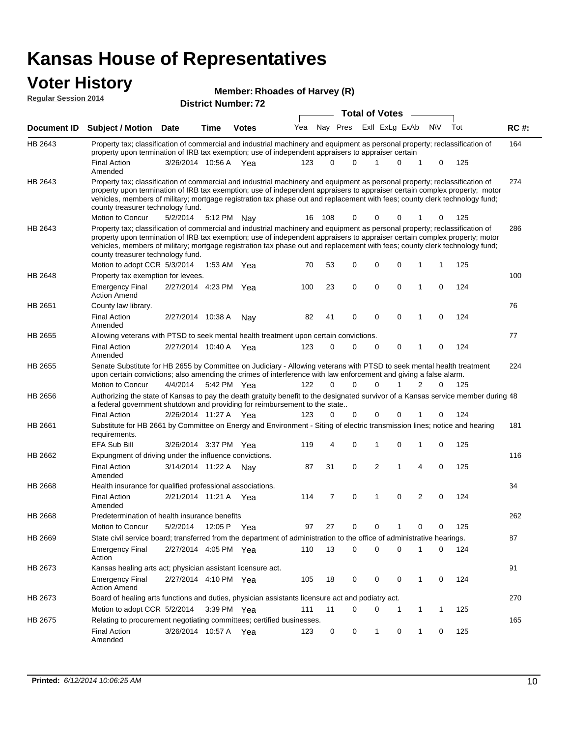# Kansas House of Representatives

## Voter History

**Regular Session 2014**

**Member: Rhoades of Harvey (R)**

**District Number: 72**

| Document ID | Subject / Motion | Date | Time | Votes | Yea | Nay | Pres | ExII | ExLg | ExAb | N\V | Tot | RC #: |
|---|---|---|---|---|---|---|---|---|---|---|---|---|---|
| HB 2643 | Property tax; classification of commercial and industrial machinery and equipment as personal property; reclassification of property upon termination of IRB tax exemption; use of independent appraisers to appraiser certain | | | | | | | | | | | | 164 |
| | Final Action Amended | 3/26/2014 | 10:56 A | Yea | 123 | 0 | 0 | 1 | 0 | 1 | 0 | 125 | |
| HB 2643 | Property tax; classification of commercial and industrial machinery and equipment as personal property; reclassification of property upon termination of IRB tax exemption; use of independent appraisers to appraiser certain complex property; motor vehicles, members of military; mortgage registration tax phase out and replacement with fees; county clerk technology fund; county treasurer technology fund. | | | | | | | | | | | | 274 |
| | Motion to Concur | 5/2/2014 | 5:12 PM | Nay | 16 | 108 | 0 | 0 | 0 | 1 | 0 | 125 | |
| HB 2643 | Property tax; classification of commercial and industrial machinery and equipment as personal property; reclassification of property upon termination of IRB tax exemption; use of independent appraisers to appraiser certain complex property; motor vehicles, members of military; mortgage registration tax phase out and replacement with fees; county clerk technology fund; county treasurer technology fund. | | | | | | | | | | | | 286 |
| | Motion to adopt CCR | 5/3/2014 | 1:53 AM | Yea | 70 | 53 | 0 | 0 | 0 | 1 | 1 | 125 | |
| HB 2648 | Property tax exemption for levees. | | | | | | | | | | | | 100 |
| | Emergency Final Action Amend | 2/27/2014 | 4:23 PM | Yea | 100 | 23 | 0 | 0 | 0 | 1 | 0 | 124 | |
| HB 2651 | County law library. | | | | | | | | | | | | 76 |
| | Final Action Amended | 2/27/2014 | 10:38 A | Nay | 82 | 41 | 0 | 0 | 0 | 1 | 0 | 124 | |
| HB 2655 | Allowing veterans with PTSD to seek mental health treatment upon certain convictions. | | | | | | | | | | | | 77 |
| | Final Action Amended | 2/27/2014 | 10:40 A | Yea | 123 | 0 | 0 | 0 | 0 | 1 | 0 | 124 | |
| HB 2655 | Senate Substitute for HB 2655 by Committee on Judiciary - Allowing veterans with PTSD to seek mental health treatment upon certain convictions; also amending the crimes of interference with law enforcement and giving a false alarm. | | | | | | | | | | | | 224 |
| | Motion to Concur | 4/4/2014 | 5:42 PM | Yea | 122 | 0 | 0 | 0 | 1 | 2 | 0 | 125 | |
| HB 2656 | Authorizing the state of Kansas to pay the death gratuity benefit to the designated survivor of a Kansas service member during a federal government shutdown and providing for reimbursement to the state.. | | | | | | | | | | | | 48 |
| | Final Action | 2/26/2014 | 11:27 A | Yea | 123 | 0 | 0 | 0 | 0 | 1 | 0 | 124 | |
| HB 2661 | Substitute for HB 2661 by Committee on Energy and Environment - Siting of electric transmission lines; notice and hearing requirements. | | | | | | | | | | | | 181 |
| | EFA Sub Bill | 3/26/2014 | 3:37 PM | Yea | 119 | 4 | 0 | 1 | 0 | 1 | 0 | 125 | |
| HB 2662 | Expungment of driving under the influence convictions. | | | | | | | | | | | | 116 |
| | Final Action Amended | 3/14/2014 | 11:22 A | Nay | 87 | 31 | 0 | 2 | 1 | 4 | 0 | 125 | |
| HB 2668 | Health insurance for qualified professional associations. | | | | | | | | | | | | 34 |
| | Final Action Amended | 2/21/2014 | 11:21 A | Yea | 114 | 7 | 0 | 1 | 0 | 2 | 0 | 124 | |
| HB 2668 | Predetermination of health insurance benefits | | | | | | | | | | | | 262 |
| | Motion to Concur | 5/2/2014 | 12:05 P | Yea | 97 | 27 | 0 | 0 | 1 | 0 | 0 | 125 | |
| HB 2669 | State civil service board; transferred from the department of administration to the office of administrative hearings. | | | | | | | | | | | | 87 |
| | Emergency Final Action | 2/27/2014 | 4:05 PM | Yea | 110 | 13 | 0 | 0 | 0 | 1 | 0 | 124 | |
| HB 2673 | Kansas healing arts act; physician assistant licensure act. | | | | | | | | | | | | 91 |
| | Emergency Final Action Amend | 2/27/2014 | 4:10 PM | Yea | 105 | 18 | 0 | 0 | 0 | 1 | 0 | 124 | |
| HB 2673 | Board of healing arts functions and duties, physician assistants licensure act and podiatry act. | | | | | | | | | | | | 270 |
| | Motion to adopt CCR | 5/2/2014 | 3:39 PM | Yea | 111 | 11 | 0 | 0 | 1 | 1 | 1 | 125 | |
| HB 2675 | Relating to procurement negotiating committees; certified businesses. | | | | | | | | | | | | 165 |
| | Final Action Amended | 3/26/2014 | 10:57 A | Yea | 123 | 0 | 0 | 1 | 0 | 1 | 0 | 125 | |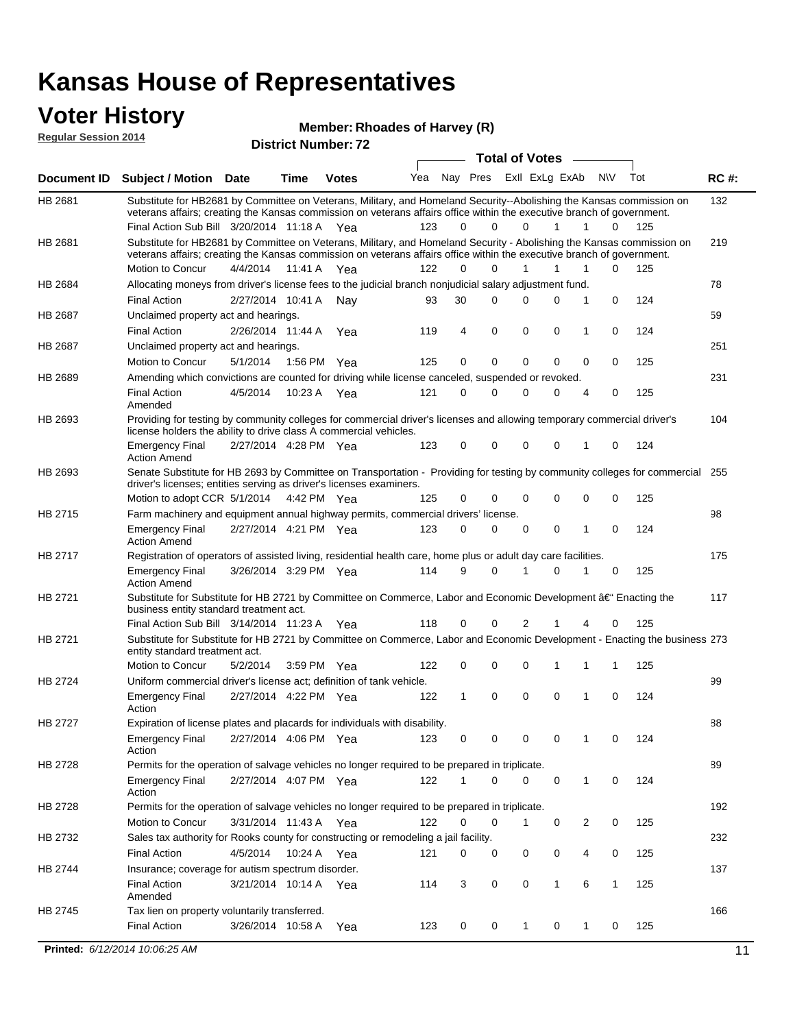# Kansas House of Representatives

## Voter History

**Regular Session 2014**

**Member: Rhoades of Harvey (R)**

**District Number: 72**

| Document ID | Subject / Motion | Date | Time | Votes | Yea | Nay | Pres | ExII | ExLg | ExAb | N\V | Tot | RC #: |
|---|---|---|---|---|---|---|---|---|---|---|---|---|---|
| HB 2681 | Substitute for HB2681 by Committee on Veterans, Military, and Homeland Security--Abolishing the Kansas commission on veterans affairs; creating the Kansas commission on veterans affairs office within the executive branch of government. | | | | | | | | | | | | 132 |
| | Final Action Sub Bill | 3/20/2014 | 11:18 A | Yea | 123 | 0 | 0 | 0 | 1 | 1 | 0 | 125 | |
| HB 2681 | Substitute for HB2681 by Committee on Veterans, Military, and Homeland Security - Abolishing the Kansas commission on veterans affairs; creating the Kansas commission on veterans affairs office within the executive branch of government. | | | | | | | | | | | | 219 |
| | Motion to Concur | 4/4/2014 | 11:41 A | Yea | 122 | 0 | 0 | 1 | 1 | 1 | 0 | 125 | |
| HB 2684 | Allocating moneys from driver's license fees to the judicial branch nonjudicial salary adjustment fund. | | | | | | | | | | | | 78 |
| | Final Action | 2/27/2014 | 10:41 A | Nay | 93 | 30 | 0 | 0 | 0 | 1 | 0 | 124 | |
| HB 2687 | Unclaimed property act and hearings. | | | | | | | | | | | | 59 |
| | Final Action | 2/26/2014 | 11:44 A | Yea | 119 | 4 | 0 | 0 | 0 | 1 | 0 | 124 | |
| HB 2687 | Unclaimed property act and hearings. | | | | | | | | | | | | 251 |
| | Motion to Concur | 5/1/2014 | 1:56 PM | Yea | 125 | 0 | 0 | 0 | 0 | 0 | 0 | 125 | |
| HB 2689 | Amending which convictions are counted for driving while license canceled, suspended or revoked. | | | | | | | | | | | | 231 |
| | Final Action Amended | 4/5/2014 | 10:23 A | Yea | 121 | 0 | 0 | 0 | 0 | 4 | 0 | 125 | |
| HB 2693 | Providing for testing by community colleges for commercial driver's licenses and allowing temporary commercial driver's license holders the ability to drive class A commercial vehicles. | | | | | | | | | | | | 104 |
| | Emergency Final Action Amend | 2/27/2014 | 4:28 PM | Yea | 123 | 0 | 0 | 0 | 0 | 1 | 0 | 124 | |
| HB 2693 | Senate Substitute for HB 2693 by Committee on Transportation - Providing for testing by community colleges for commercial driver's licenses; entities serving as driver's licenses examiners. | | | | | | | | | | | | 255 |
| | Motion to adopt CCR | 5/1/2014 | 4:42 PM | Yea | 125 | 0 | 0 | 0 | 0 | 0 | 0 | 125 | |
| HB 2715 | Farm machinery and equipment annual highway permits, commercial drivers' license. | | | | | | | | | | | | 98 |
| | Emergency Final Action Amend | 2/27/2014 | 4:21 PM | Yea | 123 | 0 | 0 | 0 | 0 | 1 | 0 | 124 | |
| HB 2717 | Registration of operators of assisted living, residential health care, home plus or adult day care facilities. | | | | | | | | | | | | 175 |
| | Emergency Final Action Amend | 3/26/2014 | 3:29 PM | Yea | 114 | 9 | 0 | 1 | 0 | 1 | 0 | 125 | |
| HB 2721 | Substitute for Substitute for HB 2721 by Committee on Commerce, Labor and Economic Development â€" Enacting the business entity standard treatment act. | | | | | | | | | | | | 117 |
| | Final Action Sub Bill | 3/14/2014 | 11:23 A | Yea | 118 | 0 | 0 | 2 | 1 | 4 | 0 | 125 | |
| HB 2721 | Substitute for Substitute for HB 2721 by Committee on Commerce, Labor and Economic Development - Enacting the business entity standard treatment act. | | | | | | | | | | | | 273 |
| | Motion to Concur | 5/2/2014 | 3:59 PM | Yea | 122 | 0 | 0 | 0 | 1 | 1 | 1 | 125 | |
| HB 2724 | Uniform commercial driver's license act; definition of tank vehicle. | | | | | | | | | | | | 99 |
| | Emergency Final Action | 2/27/2014 | 4:22 PM | Yea | 122 | 1 | 0 | 0 | 0 | 1 | 0 | 124 | |
| HB 2727 | Expiration of license plates and placards for individuals with disability. | | | | | | | | | | | | 88 |
| | Emergency Final Action | 2/27/2014 | 4:06 PM | Yea | 123 | 0 | 0 | 0 | 0 | 1 | 0 | 124 | |
| HB 2728 | Permits for the operation of salvage vehicles no longer required to be prepared in triplicate. | | | | | | | | | | | | 89 |
| | Emergency Final Action | 2/27/2014 | 4:07 PM | Yea | 122 | 1 | 0 | 0 | 0 | 1 | 0 | 124 | |
| HB 2728 | Permits for the operation of salvage vehicles no longer required to be prepared in triplicate. | | | | | | | | | | | | 192 |
| | Motion to Concur | 3/31/2014 | 11:43 A | Yea | 122 | 0 | 0 | 1 | 0 | 2 | 0 | 125 | |
| HB 2732 | Sales tax authority for Rooks county for constructing or remodeling a jail facility. | | | | | | | | | | | | 232 |
| | Final Action | 4/5/2014 | 10:24 A | Yea | 121 | 0 | 0 | 0 | 0 | 4 | 0 | 125 | |
| HB 2744 | Insurance; coverage for autism spectrum disorder. | | | | | | | | | | | | 137 |
| | Final Action Amended | 3/21/2014 | 10:14 A | Yea | 114 | 3 | 0 | 0 | 1 | 6 | 1 | 125 | |
| HB 2745 | Tax lien on property voluntarily transferred. | | | | | | | | | | | | 166 |
| | Final Action | 3/26/2014 | 10:58 A | Yea | 123 | 0 | 0 | 1 | 0 | 1 | 0 | 125 | |

**Printed:** *6/12/2014 10:06:25 AM*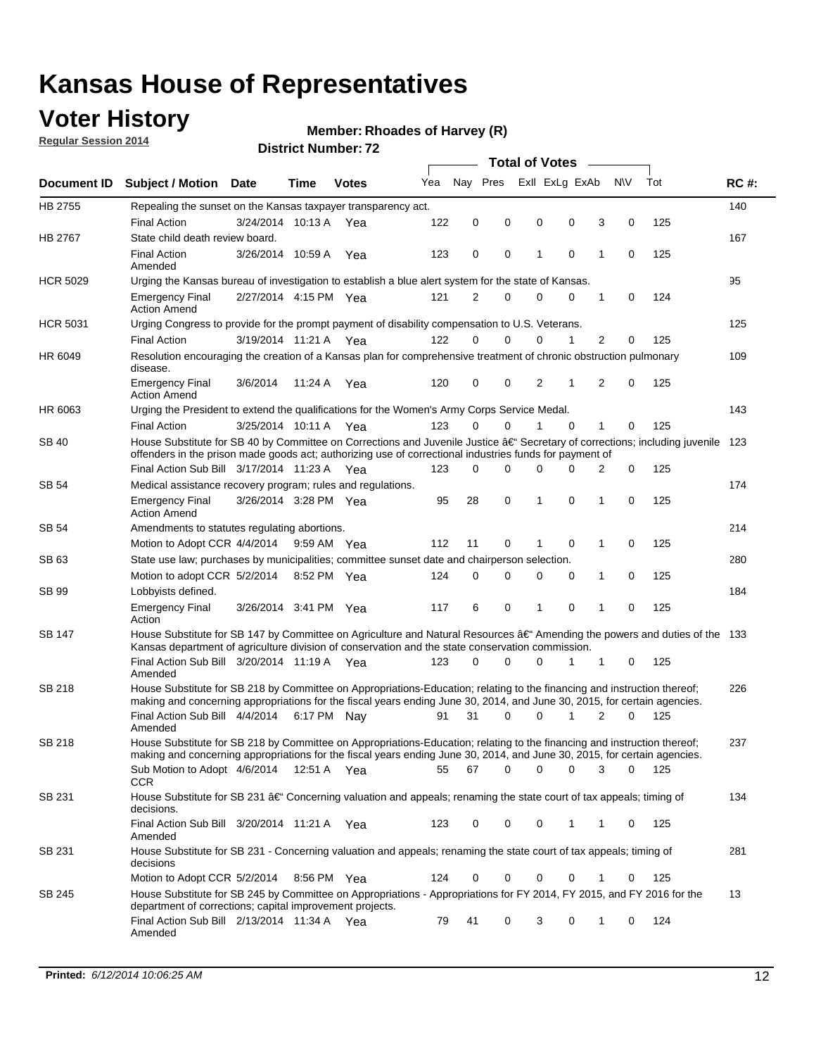# Kansas House of Representatives

## Voter History

**Regular Session 2014**

**Member: Rhoades of Harvey (R)**

**District Number: 72**

| Document ID | Subject / Motion | Date | Time | Votes | Yea | Nay | Pres | ExII | ExLg | ExAb | N\V | Tot | RC #: |
|---|---|---|---|---|---|---|---|---|---|---|---|---|---|
| HB 2755 | Repealing the sunset on the Kansas taxpayer transparency act. | | | | | | | | | | | | 140 |
| | Final Action | 3/24/2014 | 10:13 A | Yea | 122 | 0 | 0 | 0 | 0 | 3 | 0 | 125 | |
| HB 2767 | State child death review board. | | | | | | | | | | | | 167 |
| | Final Action Amended | 3/26/2014 | 10:59 A | Yea | 123 | 0 | 0 | 1 | 0 | 1 | 0 | 125 | |
| HCR 5029 | Urging the Kansas bureau of investigation to establish a blue alert system for the state of Kansas. | | | | | | | | | | | | 95 |
| | Emergency Final Action Amend | 2/27/2014 | 4:15 PM | Yea | 121 | 2 | 0 | 0 | 0 | 1 | 0 | 124 | |
| HCR 5031 | Urging Congress to provide for the prompt payment of disability compensation to U.S. Veterans. | | | | | | | | | | | | 125 |
| | Final Action | 3/19/2014 | 11:21 A | Yea | 122 | 0 | 0 | 0 | 1 | 2 | 0 | 125 | |
| HR 6049 | Resolution encouraging the creation of a Kansas plan for comprehensive treatment of chronic obstruction pulmonary disease. | | | | | | | | | | | | 109 |
| | Emergency Final Action Amend | 3/6/2014 | 11:24 A | Yea | 120 | 0 | 0 | 2 | 1 | 2 | 0 | 125 | |
| HR 6063 | Urging the President to extend the qualifications for the Women's Army Corps Service Medal. | | | | | | | | | | | | 143 |
| | Final Action | 3/25/2014 | 10:11 A | Yea | 123 | 0 | 0 | 1 | 0 | 1 | 0 | 125 | |
| SB 40 | House Substitute for SB 40 by Committee on Corrections and Juvenile Justice â€" Secretary of corrections; including juvenile offenders in the prison made goods act; authorizing use of correctional industries funds for payment of | | | | | | | | | | | | 123 |
| | Final Action Sub Bill | 3/17/2014 | 11:23 A | Yea | 123 | 0 | 0 | 0 | 0 | 2 | 0 | 125 | |
| SB 54 | Medical assistance recovery program; rules and regulations. | | | | | | | | | | | | 174 |
| | Emergency Final Action Amend | 3/26/2014 | 3:28 PM | Yea | 95 | 28 | 0 | 1 | 0 | 1 | 0 | 125 | |
| SB 54 | Amendments to statutes regulating abortions. | | | | | | | | | | | | 214 |
| | Motion to Adopt CCR | 4/4/2014 | 9:59 AM | Yea | 112 | 11 | 0 | 1 | 0 | 1 | 0 | 125 | |
| SB 63 | State use law; purchases by municipalities; committee sunset date and chairperson selection. | | | | | | | | | | | | 280 |
| | Motion to adopt CCR | 5/2/2014 | 8:52 PM | Yea | 124 | 0 | 0 | 0 | 0 | 1 | 0 | 125 | |
| SB 99 | Lobbyists defined. | | | | | | | | | | | | 184 |
| | Emergency Final Action | 3/26/2014 | 3:41 PM | Yea | 117 | 6 | 0 | 1 | 0 | 1 | 0 | 125 | |
| SB 147 | House Substitute for SB 147 by Committee on Agriculture and Natural Resources â€" Amending the powers and duties of the Kansas department of agriculture division of conservation and the state conservation commission. | | | | | | | | | | | | 133 |
| | Final Action Sub Bill Amended | 3/20/2014 | 11:19 A | Yea | 123 | 0 | 0 | 0 | 1 | 1 | 0 | 125 | |
| SB 218 | House Substitute for SB 218 by Committee on Appropriations-Education; relating to the financing and instruction thereof; making and concerning appropriations for the fiscal years ending June 30, 2014, and June 30, 2015, for certain agencies. | | | | | | | | | | | | 226 |
| | Final Action Sub Bill Amended | 4/4/2014 | 6:17 PM | Nay | 91 | 31 | 0 | 0 | 1 | 2 | 0 | 125 | |
| SB 218 | House Substitute for SB 218 by Committee on Appropriations-Education; relating to the financing and instruction thereof; making and concerning appropriations for the fiscal years ending June 30, 2014, and June 30, 2015, for certain agencies. | | | | | | | | | | | | 237 |
| | Sub Motion to Adopt CCR | 4/6/2014 | 12:51 A | Yea | 55 | 67 | 0 | 0 | 0 | 3 | 0 | 125 | |
| SB 231 | House Substitute for SB 231 â€" Concerning valuation and appeals; renaming the state court of tax appeals; timing of decisions. | | | | | | | | | | | | 134 |
| | Final Action Sub Bill Amended | 3/20/2014 | 11:21 A | Yea | 123 | 0 | 0 | 0 | 1 | 1 | 0 | 125 | |
| SB 231 | House Substitute for SB 231 - Concerning valuation and appeals; renaming the state court of tax appeals; timing of decisions | | | | | | | | | | | | 281 |
| | Motion to Adopt CCR | 5/2/2014 | 8:56 PM | Yea | 124 | 0 | 0 | 0 | 0 | 1 | 0 | 125 | |
| SB 245 | House Substitute for SB 245 by Committee on Appropriations - Appropriations for FY 2014, FY 2015, and FY 2016 for the department of corrections; capital improvement projects. | | | | | | | | | | | | 13 |
| | Final Action Sub Bill Amended | 2/13/2014 | 11:34 A | Yea | 79 | 41 | 0 | 3 | 0 | 1 | 0 | 124 | |

**Printed:** *6/12/2014 10:06:25 AM*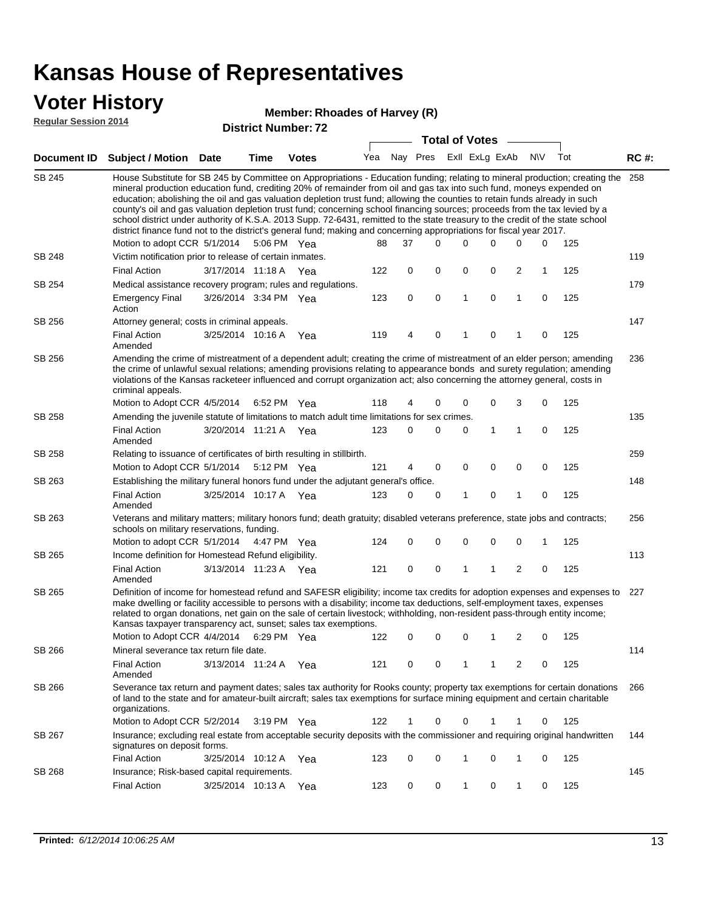# Kansas House of Representatives

## Voter History

**Regular Session 2014**

**Member: Rhoades of Harvey (R)**

**District Number: 72**

| Document ID | Subject / Motion | Date | Time | Votes | Yea | Nay | Pres | ExII | ExLg | ExAb | N\V | Tot | RC #: |
|---|---|---|---|---|---|---|---|---|---|---|---|---|---|
| SB 245 | House Substitute for SB 245 by Committee on Appropriations - Education funding; relating to mineral production; creating the mineral production education fund, crediting 20% of remainder from oil and gas tax into such fund, moneys expended on education; abolishing the oil and gas valuation depletion trust fund; allowing the counties to retain funds already in such county's oil and gas valuation depletion trust fund; concerning school financing sources; proceeds from the tax levied by a school district under authority of K.S.A. 2013 Supp. 72-6431, remitted to the state treasury to the credit of the state school district finance fund not to the district's general fund; making and concerning appropriations for fiscal year 2017. | | | | | | | | | | | | 258 |
| | Motion to adopt CCR | 5/1/2014 | 5:06 PM | Yea | 88 | 37 | 0 | 0 | 0 | 0 | 0 | 125 | |
| SB 248 | Victim notification prior to release of certain inmates. | | | | | | | | | | | | 119 |
| | Final Action | 3/17/2014 | 11:18 A | Yea | 122 | 0 | 0 | 0 | 0 | 2 | 1 | 125 | |
| SB 254 | Medical assistance recovery program; rules and regulations. | | | | | | | | | | | | 179 |
| | Emergency Final Action | 3/26/2014 | 3:34 PM | Yea | 123 | 0 | 0 | 1 | 0 | 1 | 0 | 125 | |
| SB 256 | Attorney general; costs in criminal appeals. | | | | | | | | | | | | 147 |
| | Final Action Amended | 3/25/2014 | 10:16 A | Yea | 119 | 4 | 0 | 1 | 0 | 1 | 0 | 125 | |
| SB 256 | Amending the crime of mistreatment of a dependent adult; creating the crime of mistreatment of an elder person; amending the crime of unlawful sexual relations; amending provisions relating to appearance bonds and surety regulation; amending violations of the Kansas racketeer influenced and corrupt organization act; also concerning the attorney general, costs in criminal appeals. | | | | | | | | | | | | 236 |
| | Motion to Adopt CCR | 4/5/2014 | 6:52 PM | Yea | 118 | 4 | 0 | 0 | 0 | 3 | 0 | 125 | |
| SB 258 | Amending the juvenile statute of limitations to match adult time limitations for sex crimes. | | | | | | | | | | | | 135 |
| | Final Action Amended | 3/20/2014 | 11:21 A | Yea | 123 | 0 | 0 | 0 | 1 | 1 | 0 | 125 | |
| SB 258 | Relating to issuance of certificates of birth resulting in stillbirth. | | | | | | | | | | | | 259 |
| | Motion to Adopt CCR | 5/1/2014 | 5:12 PM | Yea | 121 | 4 | 0 | 0 | 0 | 0 | 0 | 125 | |
| SB 263 | Establishing the military funeral honors fund under the adjutant general's office. | | | | | | | | | | | | 148 |
| | Final Action Amended | 3/25/2014 | 10:17 A | Yea | 123 | 0 | 0 | 1 | 0 | 1 | 0 | 125 | |
| SB 263 | Veterans and military matters; military honors fund; death gratuity; disabled veterans preference, state jobs and contracts; schools on military reservations, funding. | | | | | | | | | | | | 256 |
| | Motion to adopt CCR | 5/1/2014 | 4:47 PM | Yea | 124 | 0 | 0 | 0 | 0 | 0 | 1 | 125 | |
| SB 265 | Income definition for Homestead Refund eligibility. | | | | | | | | | | | | 113 |
| | Final Action Amended | 3/13/2014 | 11:23 A | Yea | 121 | 0 | 0 | 1 | 1 | 2 | 0 | 125 | |
| SB 265 | Definition of income for homestead refund and SAFESR eligibility; income tax credits for adoption expenses and expenses to make dwelling or facility accessible to persons with a disability; income tax deductions, self-employment taxes, expenses related to organ donations, net gain on the sale of certain livestock; withholding, non-resident pass-through entity income; Kansas taxpayer transparency act, sunset; sales tax exemptions. | | | | | | | | | | | | 227 |
| | Motion to Adopt CCR | 4/4/2014 | 6:29 PM | Yea | 122 | 0 | 0 | 0 | 1 | 2 | 0 | 125 | |
| SB 266 | Mineral severance tax return file date. | | | | | | | | | | | | 114 |
| | Final Action Amended | 3/13/2014 | 11:24 A | Yea | 121 | 0 | 0 | 1 | 1 | 2 | 0 | 125 | |
| SB 266 | Severance tax return and payment dates; sales tax authority for Rooks county; property tax exemptions for certain donations of land to the state and for amateur-built aircraft; sales tax exemptions for surface mining equipment and certain charitable organizations. | | | | | | | | | | | | 266 |
| | Motion to Adopt CCR | 5/2/2014 | 3:19 PM | Yea | 122 | 1 | 0 | 0 | 1 | 1 | 0 | 125 | |
| SB 267 | Insurance; excluding real estate from acceptable security deposits with the commissioner and requiring original handwritten signatures on deposit forms. | | | | | | | | | | | | 144 |
| | Final Action | 3/25/2014 | 10:12 A | Yea | 123 | 0 | 0 | 1 | 0 | 1 | 0 | 125 | |
| SB 268 | Insurance; Risk-based capital requirements. | | | | | | | | | | | | 145 |
| | Final Action | 3/25/2014 | 10:13 A | Yea | 123 | 0 | 0 | 1 | 0 | 1 | 0 | 125 | |

**Printed:** *6/12/2014 10:06:25 AM*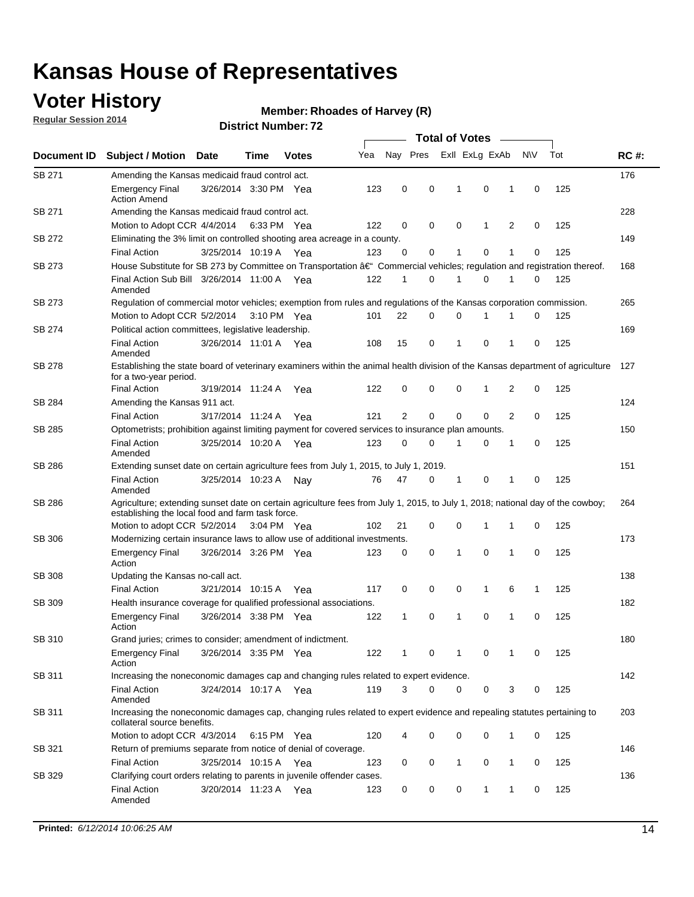# Kansas House of Representatives

## Voter History

**Regular Session 2014**

**Member: Rhoades of Harvey (R)**

**District Number: 72**

| Document ID | Subject / Motion | Date | Time | Votes | Yea | Nay | Pres | ExlI | ExLg | ExAb | N\V | Tot | RC #: |
|---|---|---|---|---|---|---|---|---|---|---|---|---|---|
| SB 271 | Amending the Kansas medicaid fraud control act. | | | | | | | | | | | | 176 |
| | Emergency Final Action Amend | 3/26/2014 | 3:30 PM | Yea | 123 | 0 | 0 | 1 | 0 | 1 | 0 | 125 | |
| SB 271 | Amending the Kansas medicaid fraud control act. | | | | | | | | | | | | 228 |
| | Motion to Adopt CCR | 4/4/2014 | 6:33 PM | Yea | 122 | 0 | 0 | 0 | 1 | 2 | 0 | 125 | |
| SB 272 | Eliminating the 3% limit on controlled shooting area acreage in a county. | | | | | | | | | | | | 149 |
| | Final Action | 3/25/2014 | 10:19 A | Yea | 123 | 0 | 0 | 1 | 0 | 1 | 0 | 125 | |
| SB 273 | House Substitute for SB 273 by Committee on Transportation â€" Commercial vehicles; regulation and registration thereof. | | | | | | | | | | | | 168 |
| | Final Action Sub Bill Amended | 3/26/2014 | 11:00 A | Yea | 122 | 1 | 0 | 1 | 0 | 1 | 0 | 125 | |
| SB 273 | Regulation of commercial motor vehicles; exemption from rules and regulations of the Kansas corporation commission. | | | | | | | | | | | | 265 |
| | Motion to Adopt CCR | 5/2/2014 | 3:10 PM | Yea | 101 | 22 | 0 | 0 | 1 | 1 | 0 | 125 | |
| SB 274 | Political action committees, legislative leadership. | | | | | | | | | | | | 169 |
| | Final Action Amended | 3/26/2014 | 11:01 A | Yea | 108 | 15 | 0 | 1 | 0 | 1 | 0 | 125 | |
| SB 278 | Establishing the state board of veterinary examiners within the animal health division of the Kansas department of agriculture for a two-year period. | | | | | | | | | | | | 127 |
| | Final Action | 3/19/2014 | 11:24 A | Yea | 122 | 0 | 0 | 0 | 1 | 2 | 0 | 125 | |
| SB 284 | Amending the Kansas 911 act. | | | | | | | | | | | | 124 |
| | Final Action | 3/17/2014 | 11:24 A | Yea | 121 | 2 | 0 | 0 | 0 | 2 | 0 | 125 | |
| SB 285 | Optometrists; prohibition against limiting payment for covered services to insurance plan amounts. | | | | | | | | | | | | 150 |
| | Final Action Amended | 3/25/2014 | 10:20 A | Yea | 123 | 0 | 0 | 1 | 0 | 1 | 0 | 125 | |
| SB 286 | Extending sunset date on certain agriculture fees from July 1, 2015, to July 1, 2019. | | | | | | | | | | | | 151 |
| | Final Action Amended | 3/25/2014 | 10:23 A | Nay | 76 | 47 | 0 | 1 | 0 | 1 | 0 | 125 | |
| SB 286 | Agriculture; extending sunset date on certain agriculture fees from July 1, 2015, to July 1, 2018; national day of the cowboy; establishing the local food and farm task force. | | | | | | | | | | | | 264 |
| | Motion to adopt CCR | 5/2/2014 | 3:04 PM | Yea | 102 | 21 | 0 | 0 | 1 | 1 | 0 | 125 | |
| SB 306 | Modernizing certain insurance laws to allow use of additional investments. | | | | | | | | | | | | 173 |
| | Emergency Final Action | 3/26/2014 | 3:26 PM | Yea | 123 | 0 | 0 | 1 | 0 | 1 | 0 | 125 | |
| SB 308 | Updating the Kansas no-call act. | | | | | | | | | | | | 138 |
| | Final Action | 3/21/2014 | 10:15 A | Yea | 117 | 0 | 0 | 0 | 1 | 6 | 1 | 125 | |
| SB 309 | Health insurance coverage for qualified professional associations. | | | | | | | | | | | | 182 |
| | Emergency Final Action | 3/26/2014 | 3:38 PM | Yea | 122 | 1 | 0 | 1 | 0 | 1 | 0 | 125 | |
| SB 310 | Grand juries; crimes to consider; amendment of indictment. | | | | | | | | | | | | 180 |
| | Emergency Final Action | 3/26/2014 | 3:35 PM | Yea | 122 | 1 | 0 | 1 | 0 | 1 | 0 | 125 | |
| SB 311 | Increasing the noneconomic damages cap and changing rules related to expert evidence. | | | | | | | | | | | | 142 |
| | Final Action Amended | 3/24/2014 | 10:17 A | Yea | 119 | 3 | 0 | 0 | 0 | 3 | 0 | 125 | |
| SB 311 | Increasing the noneconomic damages cap, changing rules related to expert evidence and repealing statutes pertaining to collateral source benefits. | | | | | | | | | | | | 203 |
| | Motion to adopt CCR | 4/3/2014 | 6:15 PM | Yea | 120 | 4 | 0 | 0 | 0 | 1 | 0 | 125 | |
| SB 321 | Return of premiums separate from notice of denial of coverage. | | | | | | | | | | | | 146 |
| | Final Action | 3/25/2014 | 10:15 A | Yea | 123 | 0 | 0 | 1 | 0 | 1 | 0 | 125 | |
| SB 329 | Clarifying court orders relating to parents in juvenile offender cases. | | | | | | | | | | | | 136 |
| | Final Action Amended | 3/20/2014 | 11:23 A | Yea | 123 | 0 | 0 | 0 | 1 | 1 | 0 | 125 | |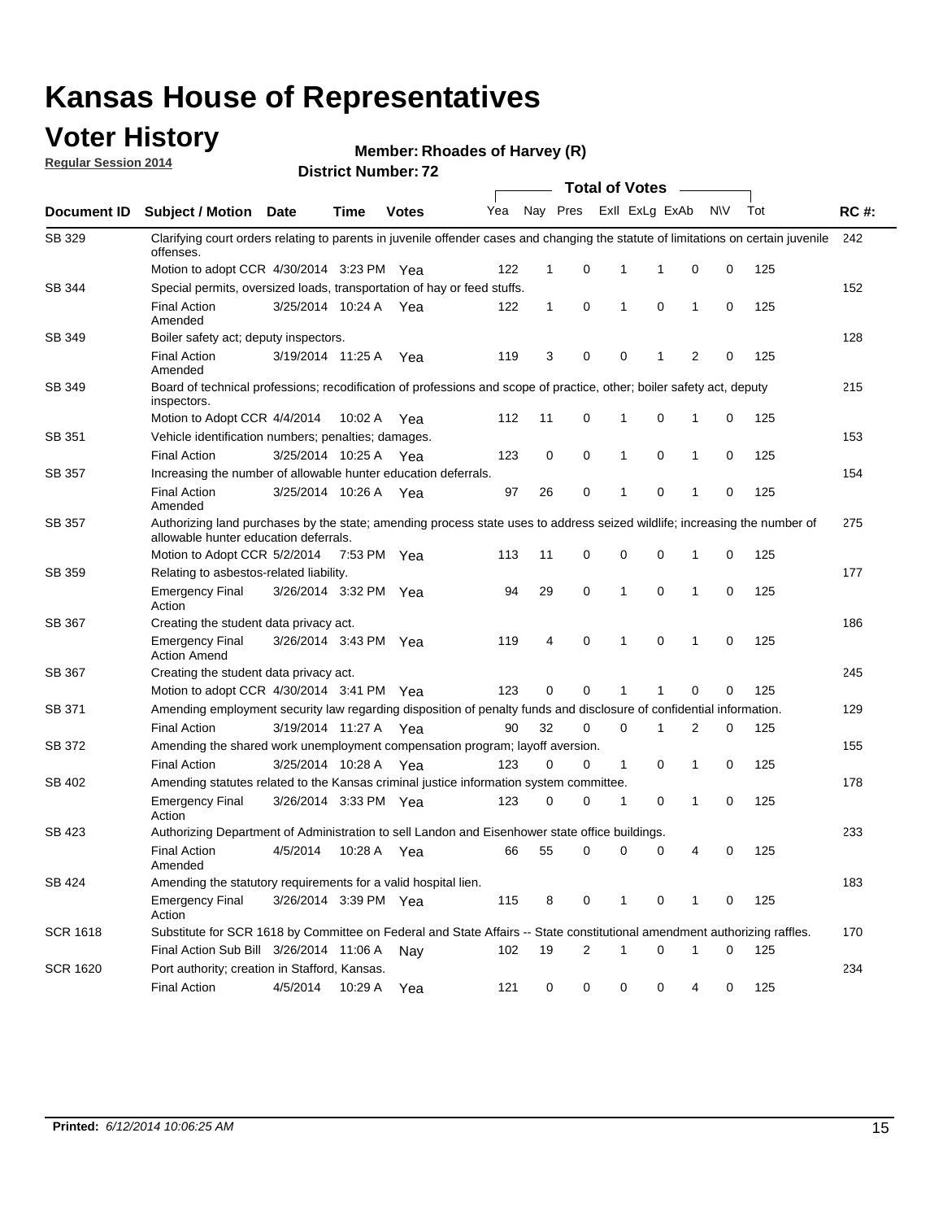# Kansas House of Representatives

## Voter History

**Regular Session 2014**

**Member: Rhoades of Harvey (R)**

**District Number: 72**

| Document ID | Subject / Motion | Date | Time | Votes | Yea | Nay | Pres | ExII | ExLg | ExAb | N\V | Tot | RC #: |
|---|---|---|---|---|---|---|---|---|---|---|---|---|---|
| SB 329 | Clarifying court orders relating to parents in juvenile offender cases and changing the statute of limitations on certain juvenile offenses. | | | | | | | | | | | | 242 |
| | Motion to adopt CCR | 4/30/2014 | 3:23 PM | Yea | 122 | 1 | 0 | 1 | 1 | 0 | 0 | 125 | |
| SB 344 | Special permits, oversized loads, transportation of hay or feed stuffs. | | | | | | | | | | | | 152 |
| | Final Action Amended | 3/25/2014 | 10:24 A | Yea | 122 | 1 | 0 | 1 | 0 | 1 | 0 | 125 | |
| SB 349 | Boiler safety act; deputy inspectors. | | | | | | | | | | | | 128 |
| | Final Action Amended | 3/19/2014 | 11:25 A | Yea | 119 | 3 | 0 | 0 | 1 | 2 | 0 | 125 | |
| SB 349 | Board of technical professions; recodification of professions and scope of practice, other; boiler safety act, deputy inspectors. | | | | | | | | | | | | 215 |
| | Motion to Adopt CCR | 4/4/2014 | 10:02 A | Yea | 112 | 11 | 0 | 1 | 0 | 1 | 0 | 125 | |
| SB 351 | Vehicle identification numbers; penalties; damages. | | | | | | | | | | | | 153 |
| | Final Action | 3/25/2014 | 10:25 A | Yea | 123 | 0 | 0 | 1 | 0 | 1 | 0 | 125 | |
| SB 357 | Increasing the number of allowable hunter education deferrals. | | | | | | | | | | | | 154 |
| | Final Action Amended | 3/25/2014 | 10:26 A | Yea | 97 | 26 | 0 | 1 | 0 | 1 | 0 | 125 | |
| SB 357 | Authorizing land purchases by the state; amending process state uses to address seized wildlife; increasing the number of allowable hunter education deferrals. | | | | | | | | | | | | 275 |
| | Motion to Adopt CCR | 5/2/2014 | 7:53 PM | Yea | 113 | 11 | 0 | 0 | 0 | 1 | 0 | 125 | |
| SB 359 | Relating to asbestos-related liability. | | | | | | | | | | | | 177 |
| | Emergency Final Action | 3/26/2014 | 3:32 PM | Yea | 94 | 29 | 0 | 1 | 0 | 1 | 0 | 125 | |
| SB 367 | Creating the student data privacy act. | | | | | | | | | | | | 186 |
| | Emergency Final Action Amend | 3/26/2014 | 3:43 PM | Yea | 119 | 4 | 0 | 1 | 0 | 1 | 0 | 125 | |
| SB 367 | Creating the student data privacy act. | | | | | | | | | | | | 245 |
| | Motion to adopt CCR | 4/30/2014 | 3:41 PM | Yea | 123 | 0 | 0 | 1 | 1 | 0 | 0 | 125 | |
| SB 371 | Amending employment security law regarding disposition of penalty funds and disclosure of confidential information. | | | | | | | | | | | | 129 |
| | Final Action | 3/19/2014 | 11:27 A | Yea | 90 | 32 | 0 | 0 | 1 | 2 | 0 | 125 | |
| SB 372 | Amending the shared work unemployment compensation program; layoff aversion. | | | | | | | | | | | | 155 |
| | Final Action | 3/25/2014 | 10:28 A | Yea | 123 | 0 | 0 | 1 | 0 | 1 | 0 | 125 | |
| SB 402 | Amending statutes related to the Kansas criminal justice information system committee. | | | | | | | | | | | | 178 |
| | Emergency Final Action | 3/26/2014 | 3:33 PM | Yea | 123 | 0 | 0 | 1 | 0 | 1 | 0 | 125 | |
| SB 423 | Authorizing Department of Administration to sell Landon and Eisenhower state office buildings. | | | | | | | | | | | | 233 |
| | Final Action Amended | 4/5/2014 | 10:28 A | Yea | 66 | 55 | 0 | 0 | 0 | 4 | 0 | 125 | |
| SB 424 | Amending the statutory requirements for a valid hospital lien. | | | | | | | | | | | | 183 |
| | Emergency Final Action | 3/26/2014 | 3:39 PM | Yea | 115 | 8 | 0 | 1 | 0 | 1 | 0 | 125 | |
| SCR 1618 | Substitute for SCR 1618 by Committee on Federal and State Affairs -- State constitutional amendment authorizing raffles. | | | | | | | | | | | | 170 |
| | Final Action Sub Bill | 3/26/2014 | 11:06 A | Nay | 102 | 19 | 2 | 1 | 0 | 1 | 0 | 125 | |
| SCR 1620 | Port authority; creation in Stafford, Kansas. | | | | | | | | | | | | 234 |
| | Final Action | 4/5/2014 | 10:29 A | Yea | 121 | 0 | 0 | 0 | 0 | 4 | 0 | 125 | |

**Printed:** *6/12/2014 10:06:25 AM*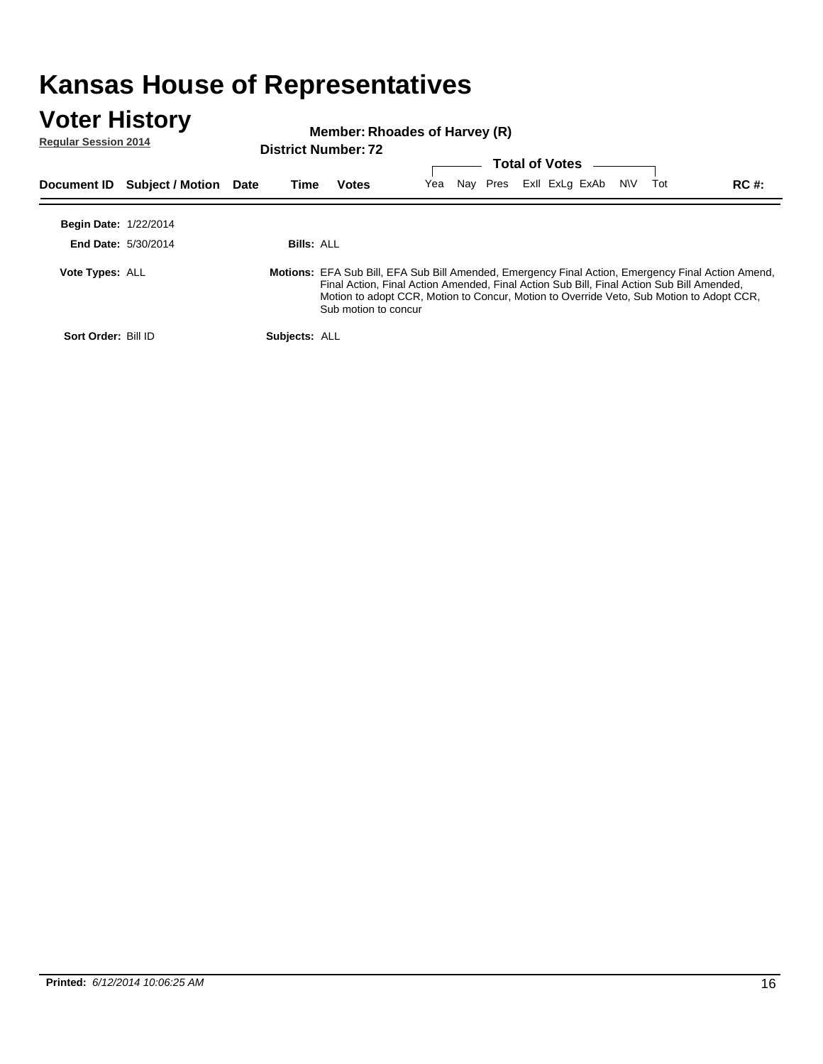# Kansas House of Representatives

## Voter History

**Regular Session 2014**

**Member: Rhoades of Harvey (R)**

**District Number: 72**

| Document ID | Subject / Motion | Date | Time | Votes | Yea | Nay | Pres | ExII | ExLg | ExAb | N\V | Tot | RC #: |
|---|---|---|---|---|---|---|---|---|---|---|---|---|---|

(Yea through Tot: Total of Votes)

**Begin Date:** 1/22/2014

**End Date:** 5/30/2014

**Bills:** ALL

**Vote Types:** ALL

**Motions:** EFA Sub Bill, EFA Sub Bill Amended, Emergency Final Action, Emergency Final Action Amend, Final Action, Final Action Amended, Final Action Sub Bill, Final Action Sub Bill Amended, Motion to adopt CCR, Motion to Concur, Motion to Override Veto, Sub Motion to Adopt CCR, Sub motion to concur

**Sort Order:** Bill ID

**Subjects:** ALL

**Printed:** *6/12/2014 10:06:25 AM*